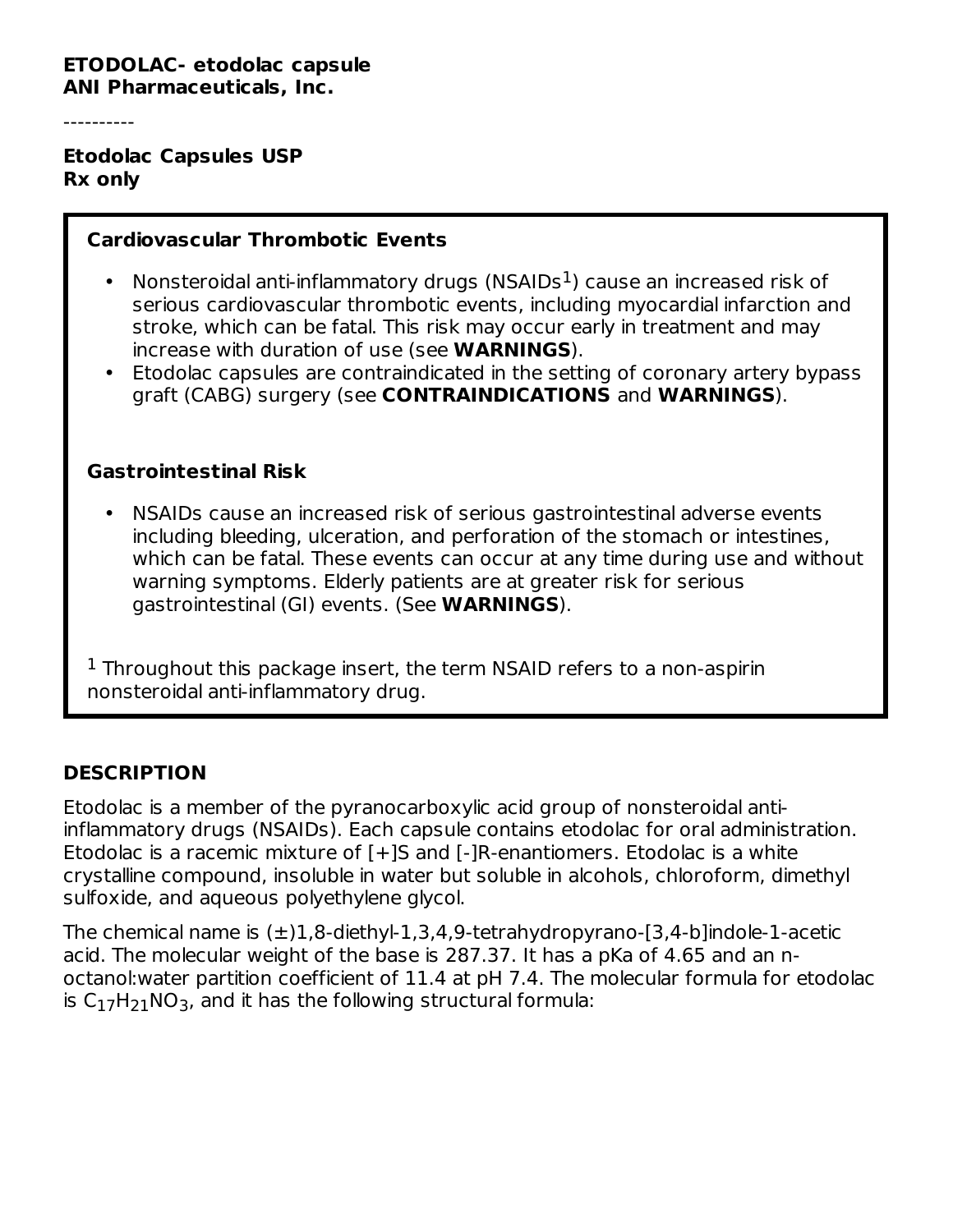**ETODOLAC- etodolac capsule**
**ANI Pharmaceuticals, Inc.**

----------

**Etodolac Capsules USP**
**Rx only**

**Cardiovascular Thrombotic Events**

- Nonsteroidal anti-inflammatory drugs (NSAIDs[1]) cause an increased risk of serious cardiovascular thrombotic events, including myocardial infarction and stroke, which can be fatal. This risk may occur early in treatment and may increase with duration of use (see **WARNINGS**).
- Etodolac capsules are contraindicated in the setting of coronary artery bypass graft (CABG) surgery (see **CONTRAINDICATIONS** and **WARNINGS**).

**Gastrointestinal Risk**

- NSAIDs cause an increased risk of serious gastrointestinal adverse events including bleeding, ulceration, and perforation of the stomach or intestines, which can be fatal. These events can occur at any time during use and without warning symptoms. Elderly patients are at greater risk for serious gastrointestinal (GI) events. (See **WARNINGS**).

[1] Throughout this package insert, the term NSAID refers to a non-aspirin nonsteroidal anti-inflammatory drug.

## DESCRIPTION

Etodolac is a member of the pyranocarboxylic acid group of nonsteroidal anti-inflammatory drugs (NSAIDs). Each capsule contains etodolac for oral administration. Etodolac is a racemic mixture of [+]S and [-]R-enantiomers. Etodolac is a white crystalline compound, insoluble in water but soluble in alcohols, chloroform, dimethyl sulfoxide, and aqueous polyethylene glycol.

The chemical name is (±)1,8-diethyl-1,3,4,9-tetrahydropyrano-[3,4-b]indole-1-acetic acid. The molecular weight of the base is 287.37. It has a pKa of 4.65 and an n-octanol:water partition coefficient of 11.4 at pH 7.4. The molecular formula for etodolac is $C_{17}H_{21}NO_3$, and it has the following structural formula: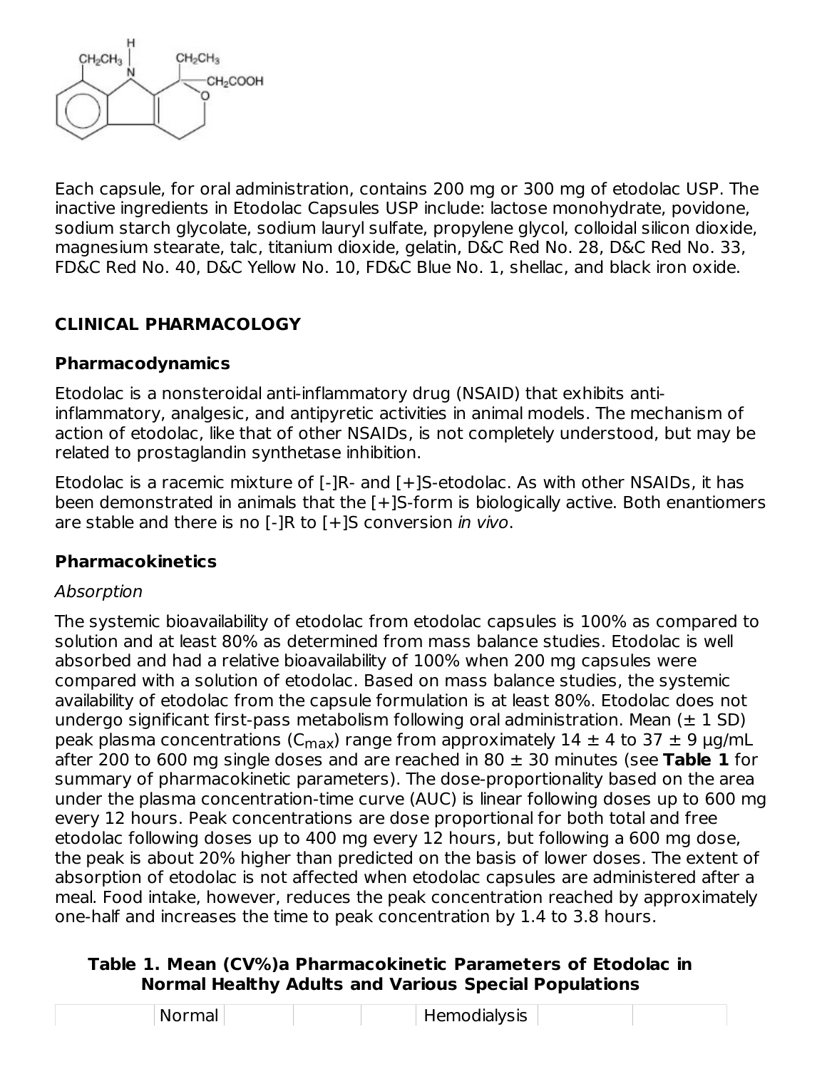Each capsule, for oral administration, contains 200 mg or 300 mg of etodolac USP. The inactive ingredients in Etodolac Capsules USP include: lactose monohydrate, povidone, sodium starch glycolate, sodium lauryl sulfate, propylene glycol, colloidal silicon dioxide, magnesium stearate, talc, titanium dioxide, gelatin, D&C Red No. 28, D&C Red No. 33, FD&C Red No. 40, D&C Yellow No. 10, FD&C Blue No. 1, shellac, and black iron oxide.

## CLINICAL PHARMACOLOGY

### Pharmacodynamics

Etodolac is a nonsteroidal anti-inflammatory drug (NSAID) that exhibits anti-inflammatory, analgesic, and antipyretic activities in animal models. The mechanism of action of etodolac, like that of other NSAIDs, is not completely understood, but may be related to prostaglandin synthetase inhibition.

Etodolac is a racemic mixture of [-]R- and [+]S-etodolac. As with other NSAIDs, it has been demonstrated in animals that the [+]S-form is biologically active. Both enantiomers are stable and there is no [-]R to [+]S conversion *in vivo*.

### Pharmacokinetics

*Absorption*

The systemic bioavailability of etodolac from etodolac capsules is 100% as compared to solution and at least 80% as determined from mass balance studies. Etodolac is well absorbed and had a relative bioavailability of 100% when 200 mg capsules were compared with a solution of etodolac. Based on mass balance studies, the systemic availability of etodolac from the capsule formulation is at least 80%. Etodolac does not undergo significant first-pass metabolism following oral administration. Mean (± 1 SD) peak plasma concentrations ($C_{max}$) range from approximately 14 ± 4 to 37 ± 9 µg/mL after 200 to 600 mg single doses and are reached in 80 ± 30 minutes (see **Table 1** for summary of pharmacokinetic parameters). The dose-proportionality based on the area under the plasma concentration-time curve (AUC) is linear following doses up to 600 mg every 12 hours. Peak concentrations are dose proportional for both total and free etodolac following doses up to 400 mg every 12 hours, but following a 600 mg dose, the peak is about 20% higher than predicted on the basis of lower doses. The extent of absorption of etodolac is not affected when etodolac capsules are administered after a meal. Food intake, however, reduces the peak concentration reached by approximately one-half and increases the time to peak concentration by 1.4 to 3.8 hours.

**Table 1. Mean (CV%)a Pharmacokinetic Parameters of Etodolac in Normal Healthy Adults and Various Special Populations**

| | Normal | | | | Hemodialysis | | |
|---|---|---|---|---|---|---|---|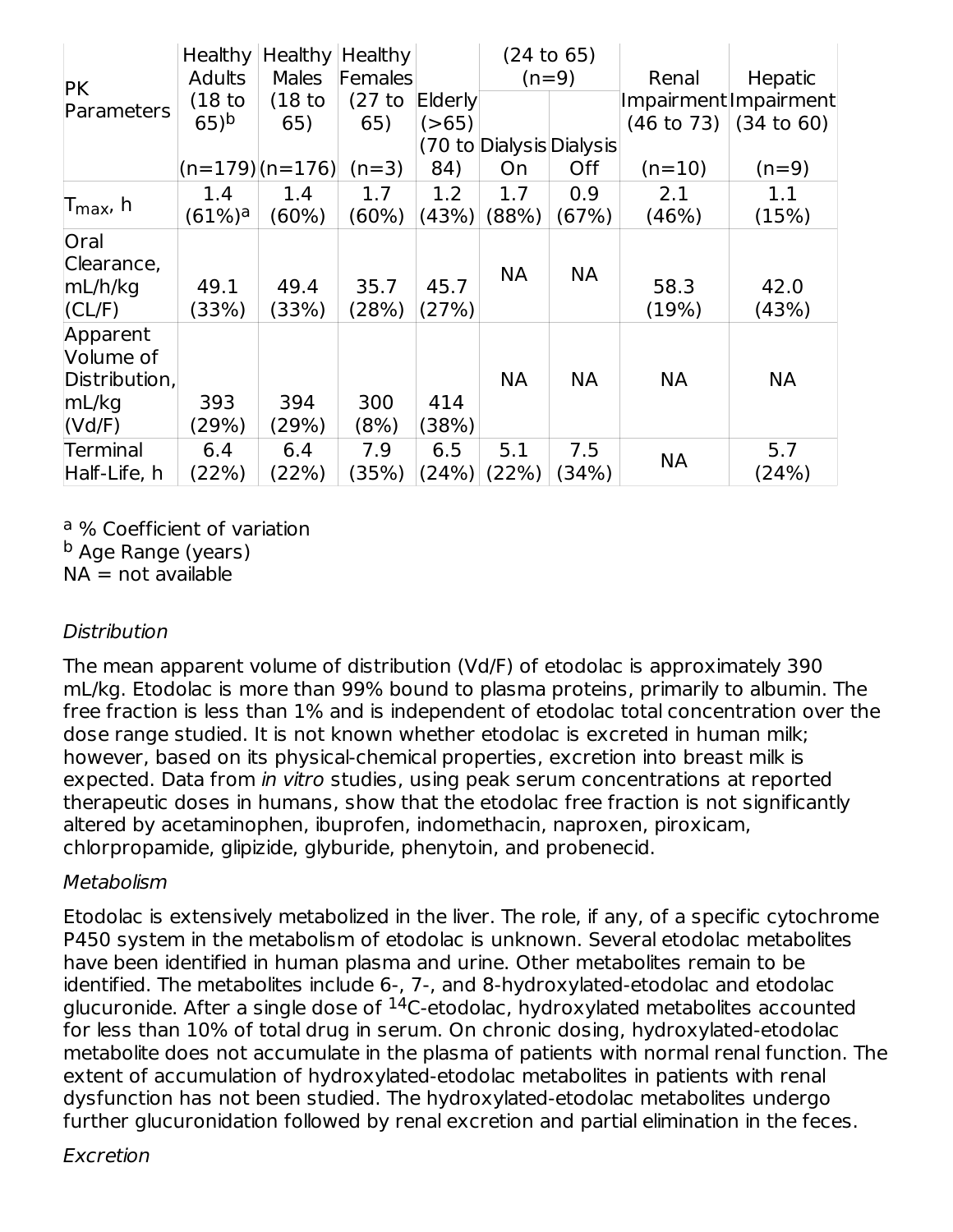| PK Parameters | Healthy Adults (18 to 65)[b] (n=179) | Healthy Males (18 to 65) (n=176) | Healthy Females (27 to 65) (n=3) | Elderly (>65) (70 to 84) | (24 to 65) (n=9) Dialysis On | Dialysis Off | Renal Impairment (46 to 73) (n=10) | Hepatic Impairment (34 to 60) (n=9) |
|---|---|---|---|---|---|---|---|---|
| $T_{max}$, h | 1.4 (61%)[a] | 1.4 (60%) | 1.7 (60%) | 1.2 (43%) | 1.7 (88%) | 0.9 (67%) | 2.1 (46%) | 1.1 (15%) |
| Oral Clearance, mL/h/kg (CL/F) | 49.1 (33%) | 49.4 (33%) | 35.7 (28%) | 45.7 (27%) | NA | NA | 58.3 (19%) | 42.0 (43%) |
| Apparent Volume of Distribution, mL/kg (Vd/F) | 393 (29%) | 394 (29%) | 300 (8%) | 414 (38%) | NA | NA | NA | NA |
| Terminal Half-Life, h | 6.4 (22%) | 6.4 (22%) | 7.9 (35%) | 6.5 (24%) | 5.1 (22%) | 7.5 (34%) | NA | 5.7 (24%) |

[a] % Coefficient of variation
[b] Age Range (years)
NA = not available

*Distribution*

The mean apparent volume of distribution (Vd/F) of etodolac is approximately 390 mL/kg. Etodolac is more than 99% bound to plasma proteins, primarily to albumin. The free fraction is less than 1% and is independent of etodolac total concentration over the dose range studied. It is not known whether etodolac is excreted in human milk; however, based on its physical-chemical properties, excretion into breast milk is expected. Data from *in vitro* studies, using peak serum concentrations at reported therapeutic doses in humans, show that the etodolac free fraction is not significantly altered by acetaminophen, ibuprofen, indomethacin, naproxen, piroxicam, chlorpropamide, glipizide, glyburide, phenytoin, and probenecid.

*Metabolism*

Etodolac is extensively metabolized in the liver. The role, if any, of a specific cytochrome P450 system in the metabolism of etodolac is unknown. Several etodolac metabolites have been identified in human plasma and urine. Other metabolites remain to be identified. The metabolites include 6-, 7-, and 8-hydroxylated-etodolac and etodolac glucuronide. After a single dose of $^{14}C$-etodolac, hydroxylated metabolites accounted for less than 10% of total drug in serum. On chronic dosing, hydroxylated-etodolac metabolite does not accumulate in the plasma of patients with normal renal function. The extent of accumulation of hydroxylated-etodolac metabolites in patients with renal dysfunction has not been studied. The hydroxylated-etodolac metabolites undergo further glucuronidation followed by renal excretion and partial elimination in the feces.

*Excretion*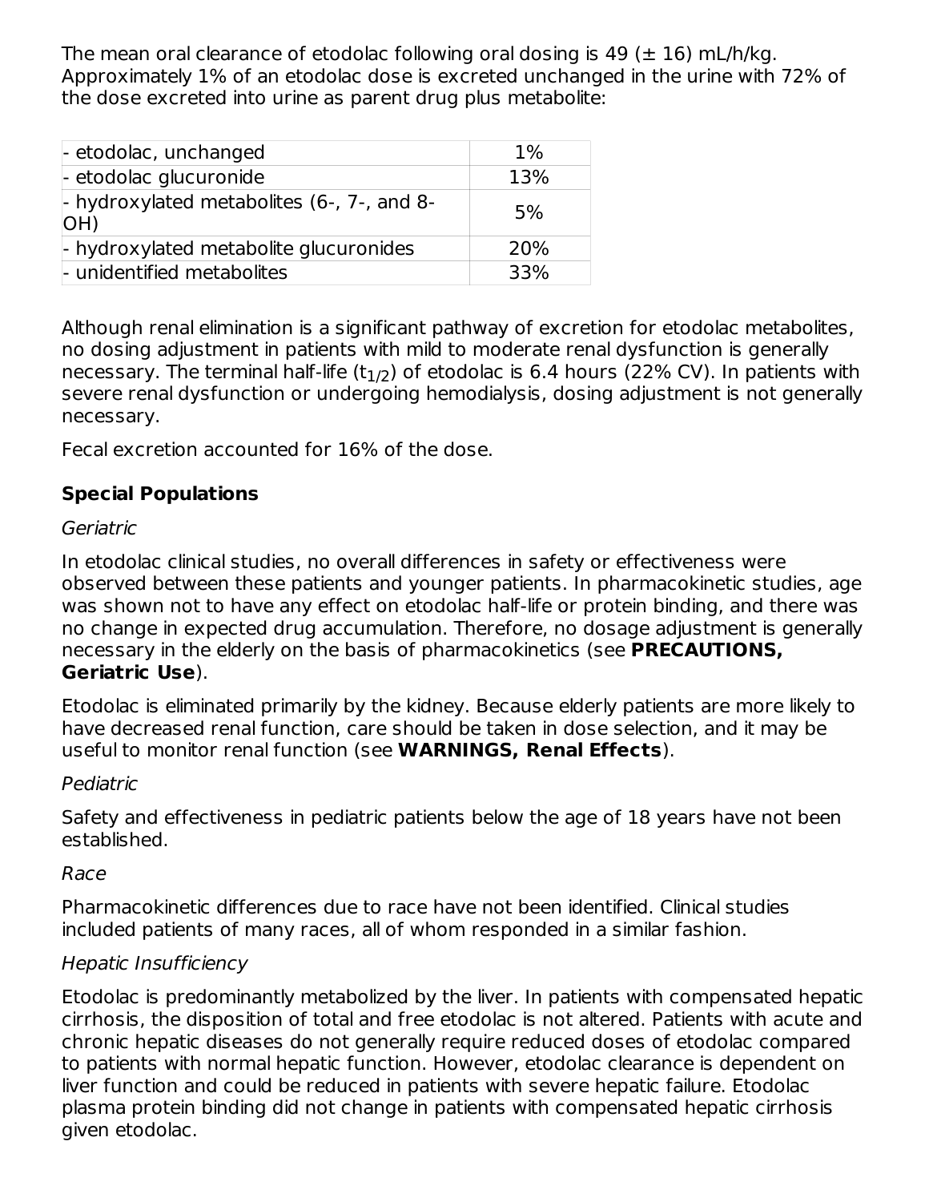The mean oral clearance of etodolac following oral dosing is 49 (± 16) mL/h/kg. Approximately 1% of an etodolac dose is excreted unchanged in the urine with 72% of the dose excreted into urine as parent drug plus metabolite:

| | |
|---|---|
| - etodolac, unchanged | 1% |
| - etodolac glucuronide | 13% |
| - hydroxylated metabolites (6-, 7-, and 8-OH) | 5% |
| - hydroxylated metabolite glucuronides | 20% |
| - unidentified metabolites | 33% |

Although renal elimination is a significant pathway of excretion for etodolac metabolites, no dosing adjustment in patients with mild to moderate renal dysfunction is generally necessary. The terminal half-life ($t_{1/2}$) of etodolac is 6.4 hours (22% CV). In patients with severe renal dysfunction or undergoing hemodialysis, dosing adjustment is not generally necessary.

Fecal excretion accounted for 16% of the dose.

**Special Populations**

*Geriatric*

In etodolac clinical studies, no overall differences in safety or effectiveness were observed between these patients and younger patients. In pharmacokinetic studies, age was shown not to have any effect on etodolac half-life or protein binding, and there was no change in expected drug accumulation. Therefore, no dosage adjustment is generally necessary in the elderly on the basis of pharmacokinetics (see **PRECAUTIONS, Geriatric Use**).

Etodolac is eliminated primarily by the kidney. Because elderly patients are more likely to have decreased renal function, care should be taken in dose selection, and it may be useful to monitor renal function (see **WARNINGS, Renal Effects**).

*Pediatric*

Safety and effectiveness in pediatric patients below the age of 18 years have not been established.

*Race*

Pharmacokinetic differences due to race have not been identified. Clinical studies included patients of many races, all of whom responded in a similar fashion.

*Hepatic Insufficiency*

Etodolac is predominantly metabolized by the liver. In patients with compensated hepatic cirrhosis, the disposition of total and free etodolac is not altered. Patients with acute and chronic hepatic diseases do not generally require reduced doses of etodolac compared to patients with normal hepatic function. However, etodolac clearance is dependent on liver function and could be reduced in patients with severe hepatic failure. Etodolac plasma protein binding did not change in patients with compensated hepatic cirrhosis given etodolac.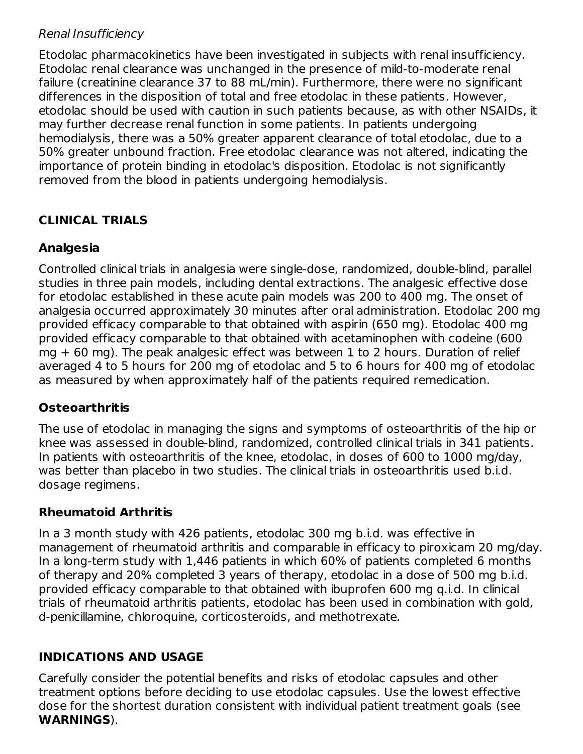*Renal Insufficiency*

Etodolac pharmacokinetics have been investigated in subjects with renal insufficiency. Etodolac renal clearance was unchanged in the presence of mild-to-moderate renal failure (creatinine clearance 37 to 88 mL/min). Furthermore, there were no significant differences in the disposition of total and free etodolac in these patients. However, etodolac should be used with caution in such patients because, as with other NSAIDs, it may further decrease renal function in some patients. In patients undergoing hemodialysis, there was a 50% greater apparent clearance of total etodolac, due to a 50% greater unbound fraction. Free etodolac clearance was not altered, indicating the importance of protein binding in etodolac's disposition. Etodolac is not significantly removed from the blood in patients undergoing hemodialysis.

## CLINICAL TRIALS

### Analgesia

Controlled clinical trials in analgesia were single-dose, randomized, double-blind, parallel studies in three pain models, including dental extractions. The analgesic effective dose for etodolac established in these acute pain models was 200 to 400 mg. The onset of analgesia occurred approximately 30 minutes after oral administration. Etodolac 200 mg provided efficacy comparable to that obtained with aspirin (650 mg). Etodolac 400 mg provided efficacy comparable to that obtained with acetaminophen with codeine (600 mg + 60 mg). The peak analgesic effect was between 1 to 2 hours. Duration of relief averaged 4 to 5 hours for 200 mg of etodolac and 5 to 6 hours for 400 mg of etodolac as measured by when approximately half of the patients required remedication.

### Osteoarthritis

The use of etodolac in managing the signs and symptoms of osteoarthritis of the hip or knee was assessed in double-blind, randomized, controlled clinical trials in 341 patients. In patients with osteoarthritis of the knee, etodolac, in doses of 600 to 1000 mg/day, was better than placebo in two studies. The clinical trials in osteoarthritis used b.i.d. dosage regimens.

### Rheumatoid Arthritis

In a 3 month study with 426 patients, etodolac 300 mg b.i.d. was effective in management of rheumatoid arthritis and comparable in efficacy to piroxicam 20 mg/day. In a long-term study with 1,446 patients in which 60% of patients completed 6 months of therapy and 20% completed 3 years of therapy, etodolac in a dose of 500 mg b.i.d. provided efficacy comparable to that obtained with ibuprofen 600 mg q.i.d. In clinical trials of rheumatoid arthritis patients, etodolac has been used in combination with gold, d-penicillamine, chloroquine, corticosteroids, and methotrexate.

## INDICATIONS AND USAGE

Carefully consider the potential benefits and risks of etodolac capsules and other treatment options before deciding to use etodolac capsules. Use the lowest effective dose for the shortest duration consistent with individual patient treatment goals (see **WARNINGS**).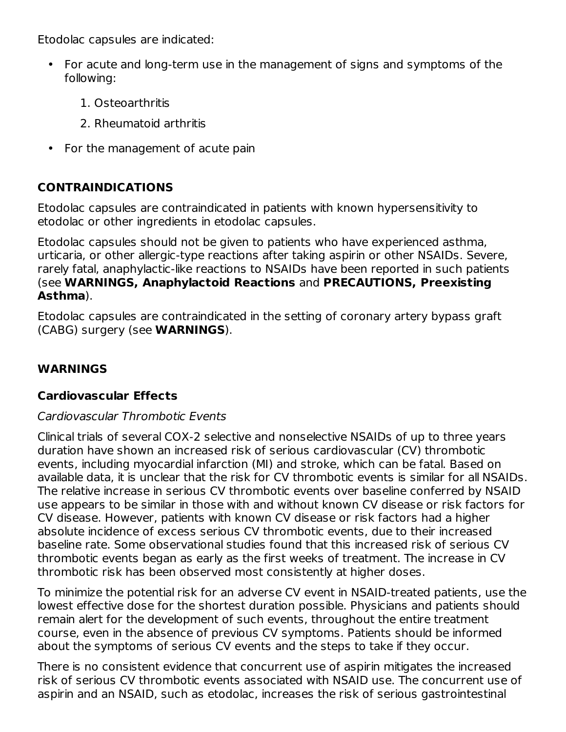Etodolac capsules are indicated:

- For acute and long-term use in the management of signs and symptoms of the following:
  1. Osteoarthritis
  2. Rheumatoid arthritis
- For the management of acute pain

## CONTRAINDICATIONS

Etodolac capsules are contraindicated in patients with known hypersensitivity to etodolac or other ingredients in etodolac capsules.

Etodolac capsules should not be given to patients who have experienced asthma, urticaria, or other allergic-type reactions after taking aspirin or other NSAIDs. Severe, rarely fatal, anaphylactic-like reactions to NSAIDs have been reported in such patients (see **WARNINGS, Anaphylactoid Reactions** and **PRECAUTIONS, Preexisting Asthma**).

Etodolac capsules are contraindicated in the setting of coronary artery bypass graft (CABG) surgery (see **WARNINGS**).

## WARNINGS

### Cardiovascular Effects

*Cardiovascular Thrombotic Events*

Clinical trials of several COX-2 selective and nonselective NSAIDs of up to three years duration have shown an increased risk of serious cardiovascular (CV) thrombotic events, including myocardial infarction (MI) and stroke, which can be fatal. Based on available data, it is unclear that the risk for CV thrombotic events is similar for all NSAIDs. The relative increase in serious CV thrombotic events over baseline conferred by NSAID use appears to be similar in those with and without known CV disease or risk factors for CV disease. However, patients with known CV disease or risk factors had a higher absolute incidence of excess serious CV thrombotic events, due to their increased baseline rate. Some observational studies found that this increased risk of serious CV thrombotic events began as early as the first weeks of treatment. The increase in CV thrombotic risk has been observed most consistently at higher doses.

To minimize the potential risk for an adverse CV event in NSAID-treated patients, use the lowest effective dose for the shortest duration possible. Physicians and patients should remain alert for the development of such events, throughout the entire treatment course, even in the absence of previous CV symptoms. Patients should be informed about the symptoms of serious CV events and the steps to take if they occur.

There is no consistent evidence that concurrent use of aspirin mitigates the increased risk of serious CV thrombotic events associated with NSAID use. The concurrent use of aspirin and an NSAID, such as etodolac, increases the risk of serious gastrointestinal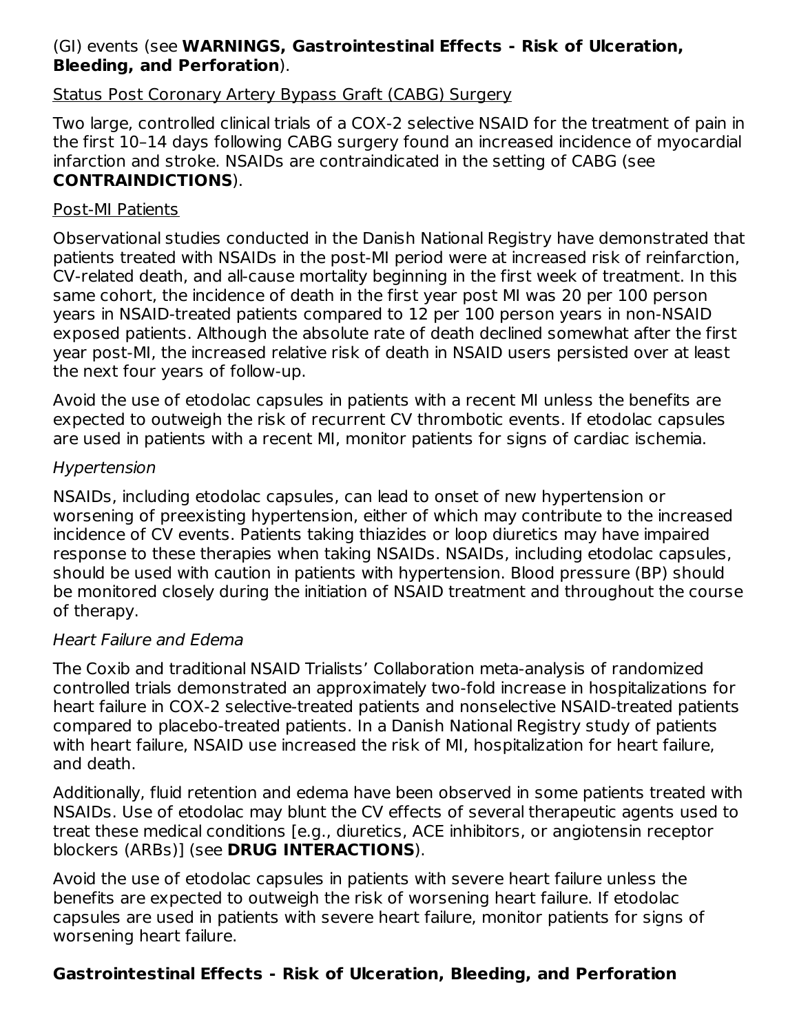(GI) events (see **WARNINGS, Gastrointestinal Effects - Risk of Ulceration, Bleeding, and Perforation**).

Status Post Coronary Artery Bypass Graft (CABG) Surgery

Two large, controlled clinical trials of a COX-2 selective NSAID for the treatment of pain in the first 10–14 days following CABG surgery found an increased incidence of myocardial infarction and stroke. NSAIDs are contraindicated in the setting of CABG (see **CONTRAINDICATIONS**).

Post-MI Patients

Observational studies conducted in the Danish National Registry have demonstrated that patients treated with NSAIDs in the post-MI period were at increased risk of reinfarction, CV-related death, and all-cause mortality beginning in the first week of treatment. In this same cohort, the incidence of death in the first year post MI was 20 per 100 person years in NSAID-treated patients compared to 12 per 100 person years in non-NSAID exposed patients. Although the absolute rate of death declined somewhat after the first year post-MI, the increased relative risk of death in NSAID users persisted over at least the next four years of follow-up.

Avoid the use of etodolac capsules in patients with a recent MI unless the benefits are expected to outweigh the risk of recurrent CV thrombotic events. If etodolac capsules are used in patients with a recent MI, monitor patients for signs of cardiac ischemia.

*Hypertension*

NSAIDs, including etodolac capsules, can lead to onset of new hypertension or worsening of preexisting hypertension, either of which may contribute to the increased incidence of CV events. Patients taking thiazides or loop diuretics may have impaired response to these therapies when taking NSAIDs. NSAIDs, including etodolac capsules, should be used with caution in patients with hypertension. Blood pressure (BP) should be monitored closely during the initiation of NSAID treatment and throughout the course of therapy.

*Heart Failure and Edema*

The Coxib and traditional NSAID Trialists' Collaboration meta-analysis of randomized controlled trials demonstrated an approximately two-fold increase in hospitalizations for heart failure in COX-2 selective-treated patients and nonselective NSAID-treated patients compared to placebo-treated patients. In a Danish National Registry study of patients with heart failure, NSAID use increased the risk of MI, hospitalization for heart failure, and death.

Additionally, fluid retention and edema have been observed in some patients treated with NSAIDs. Use of etodolac may blunt the CV effects of several therapeutic agents used to treat these medical conditions [e.g., diuretics, ACE inhibitors, or angiotensin receptor blockers (ARBs)] (see **DRUG INTERACTIONS**).

Avoid the use of etodolac capsules in patients with severe heart failure unless the benefits are expected to outweigh the risk of worsening heart failure. If etodolac capsules are used in patients with severe heart failure, monitor patients for signs of worsening heart failure.

**Gastrointestinal Effects - Risk of Ulceration, Bleeding, and Perforation**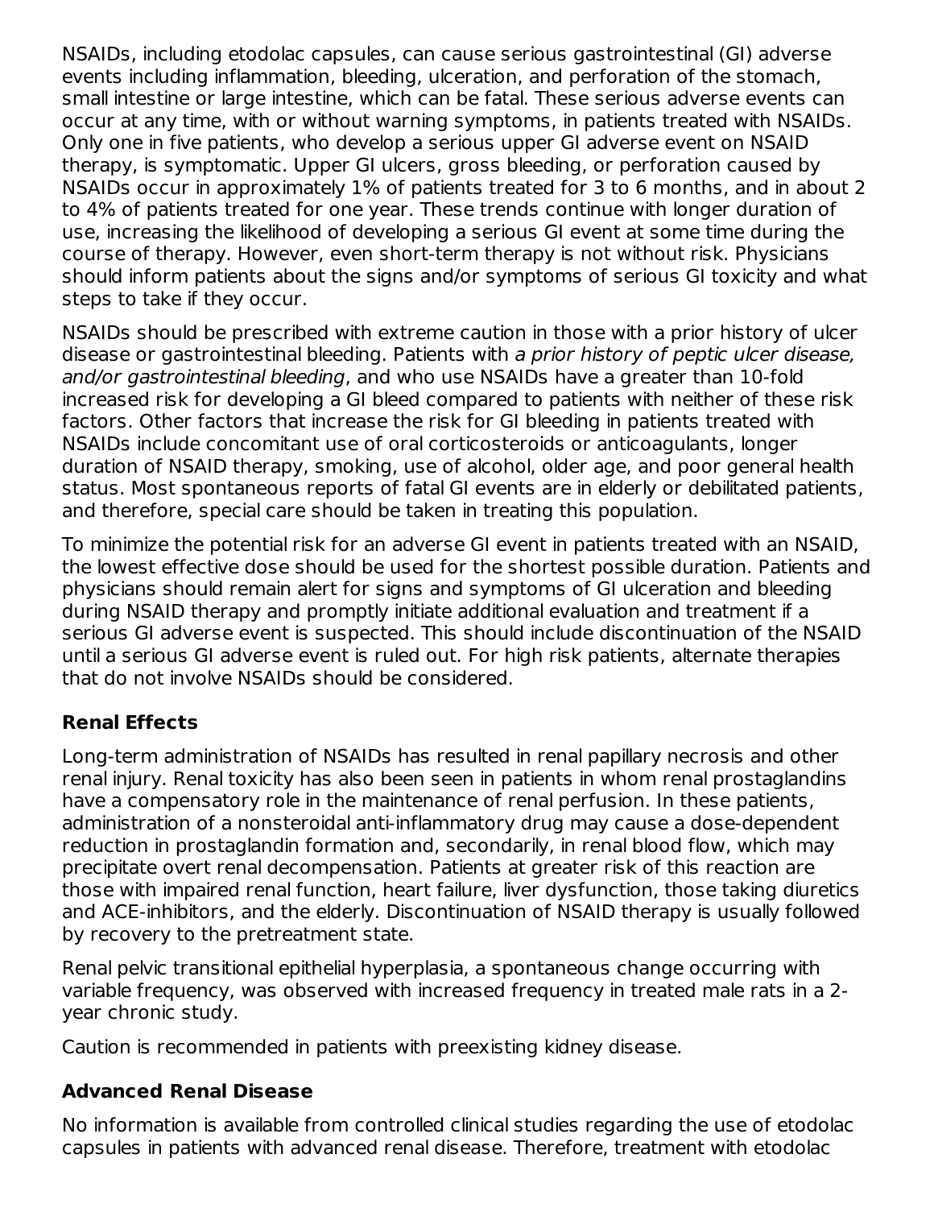NSAIDs, including etodolac capsules, can cause serious gastrointestinal (GI) adverse events including inflammation, bleeding, ulceration, and perforation of the stomach, small intestine or large intestine, which can be fatal. These serious adverse events can occur at any time, with or without warning symptoms, in patients treated with NSAIDs. Only one in five patients, who develop a serious upper GI adverse event on NSAID therapy, is symptomatic. Upper GI ulcers, gross bleeding, or perforation caused by NSAIDs occur in approximately 1% of patients treated for 3 to 6 months, and in about 2 to 4% of patients treated for one year. These trends continue with longer duration of use, increasing the likelihood of developing a serious GI event at some time during the course of therapy. However, even short-term therapy is not without risk. Physicians should inform patients about the signs and/or symptoms of serious GI toxicity and what steps to take if they occur.

NSAIDs should be prescribed with extreme caution in those with a prior history of ulcer disease or gastrointestinal bleeding. Patients with *a prior history of peptic ulcer disease, and/or gastrointestinal bleeding*, and who use NSAIDs have a greater than 10-fold increased risk for developing a GI bleed compared to patients with neither of these risk factors. Other factors that increase the risk for GI bleeding in patients treated with NSAIDs include concomitant use of oral corticosteroids or anticoagulants, longer duration of NSAID therapy, smoking, use of alcohol, older age, and poor general health status. Most spontaneous reports of fatal GI events are in elderly or debilitated patients, and therefore, special care should be taken in treating this population.

To minimize the potential risk for an adverse GI event in patients treated with an NSAID, the lowest effective dose should be used for the shortest possible duration. Patients and physicians should remain alert for signs and symptoms of GI ulceration and bleeding during NSAID therapy and promptly initiate additional evaluation and treatment if a serious GI adverse event is suspected. This should include discontinuation of the NSAID until a serious GI adverse event is ruled out. For high risk patients, alternate therapies that do not involve NSAIDs should be considered.

### Renal Effects

Long-term administration of NSAIDs has resulted in renal papillary necrosis and other renal injury. Renal toxicity has also been seen in patients in whom renal prostaglandins have a compensatory role in the maintenance of renal perfusion. In these patients, administration of a nonsteroidal anti-inflammatory drug may cause a dose-dependent reduction in prostaglandin formation and, secondarily, in renal blood flow, which may precipitate overt renal decompensation. Patients at greater risk of this reaction are those with impaired renal function, heart failure, liver dysfunction, those taking diuretics and ACE-inhibitors, and the elderly. Discontinuation of NSAID therapy is usually followed by recovery to the pretreatment state.

Renal pelvic transitional epithelial hyperplasia, a spontaneous change occurring with variable frequency, was observed with increased frequency in treated male rats in a 2-year chronic study.

Caution is recommended in patients with preexisting kidney disease.

### Advanced Renal Disease

No information is available from controlled clinical studies regarding the use of etodolac capsules in patients with advanced renal disease. Therefore, treatment with etodolac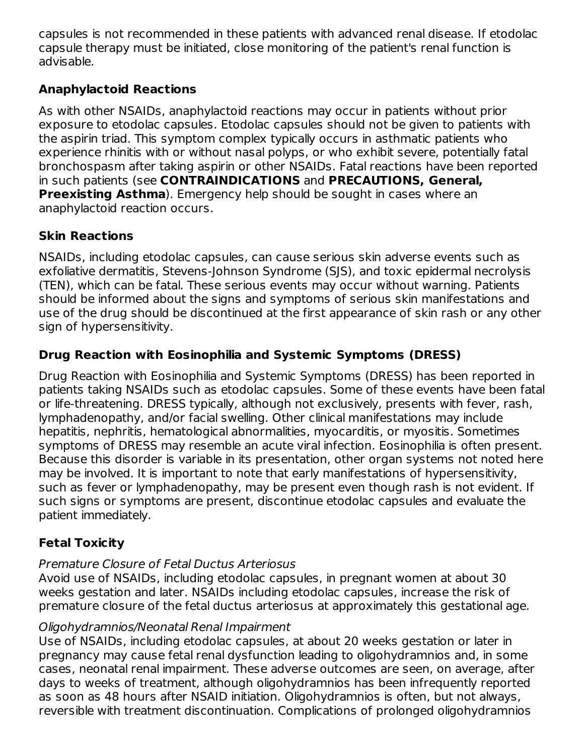capsules is not recommended in these patients with advanced renal disease. If etodolac capsule therapy must be initiated, close monitoring of the patient's renal function is advisable.

### Anaphylactoid Reactions

As with other NSAIDs, anaphylactoid reactions may occur in patients without prior exposure to etodolac capsules. Etodolac capsules should not be given to patients with the aspirin triad. This symptom complex typically occurs in asthmatic patients who experience rhinitis with or without nasal polyps, or who exhibit severe, potentially fatal bronchospasm after taking aspirin or other NSAIDs. Fatal reactions have been reported in such patients (see **CONTRAINDICATIONS** and **PRECAUTIONS, General, Preexisting Asthma**). Emergency help should be sought in cases where an anaphylactoid reaction occurs.

### Skin Reactions

NSAIDs, including etodolac capsules, can cause serious skin adverse events such as exfoliative dermatitis, Stevens-Johnson Syndrome (SJS), and toxic epidermal necrolysis (TEN), which can be fatal. These serious events may occur without warning. Patients should be informed about the signs and symptoms of serious skin manifestations and use of the drug should be discontinued at the first appearance of skin rash or any other sign of hypersensitivity.

### Drug Reaction with Eosinophilia and Systemic Symptoms (DRESS)

Drug Reaction with Eosinophilia and Systemic Symptoms (DRESS) has been reported in patients taking NSAIDs such as etodolac capsules. Some of these events have been fatal or life-threatening. DRESS typically, although not exclusively, presents with fever, rash, lymphadenopathy, and/or facial swelling. Other clinical manifestations may include hepatitis, nephritis, hematological abnormalities, myocarditis, or myositis. Sometimes symptoms of DRESS may resemble an acute viral infection. Eosinophilia is often present. Because this disorder is variable in its presentation, other organ systems not noted here may be involved. It is important to note that early manifestations of hypersensitivity, such as fever or lymphadenopathy, may be present even though rash is not evident. If such signs or symptoms are present, discontinue etodolac capsules and evaluate the patient immediately.

### Fetal Toxicity

*Premature Closure of Fetal Ductus Arteriosus*
Avoid use of NSAIDs, including etodolac capsules, in pregnant women at about 30 weeks gestation and later. NSAIDs including etodolac capsules, increase the risk of premature closure of the fetal ductus arteriosus at approximately this gestational age.

*Oligohydramnios/Neonatal Renal Impairment*
Use of NSAIDs, including etodolac capsules, at about 20 weeks gestation or later in pregnancy may cause fetal renal dysfunction leading to oligohydramnios and, in some cases, neonatal renal impairment. These adverse outcomes are seen, on average, after days to weeks of treatment, although oligohydramnios has been infrequently reported as soon as 48 hours after NSAID initiation. Oligohydramnios is often, but not always, reversible with treatment discontinuation. Complications of prolonged oligohydramnios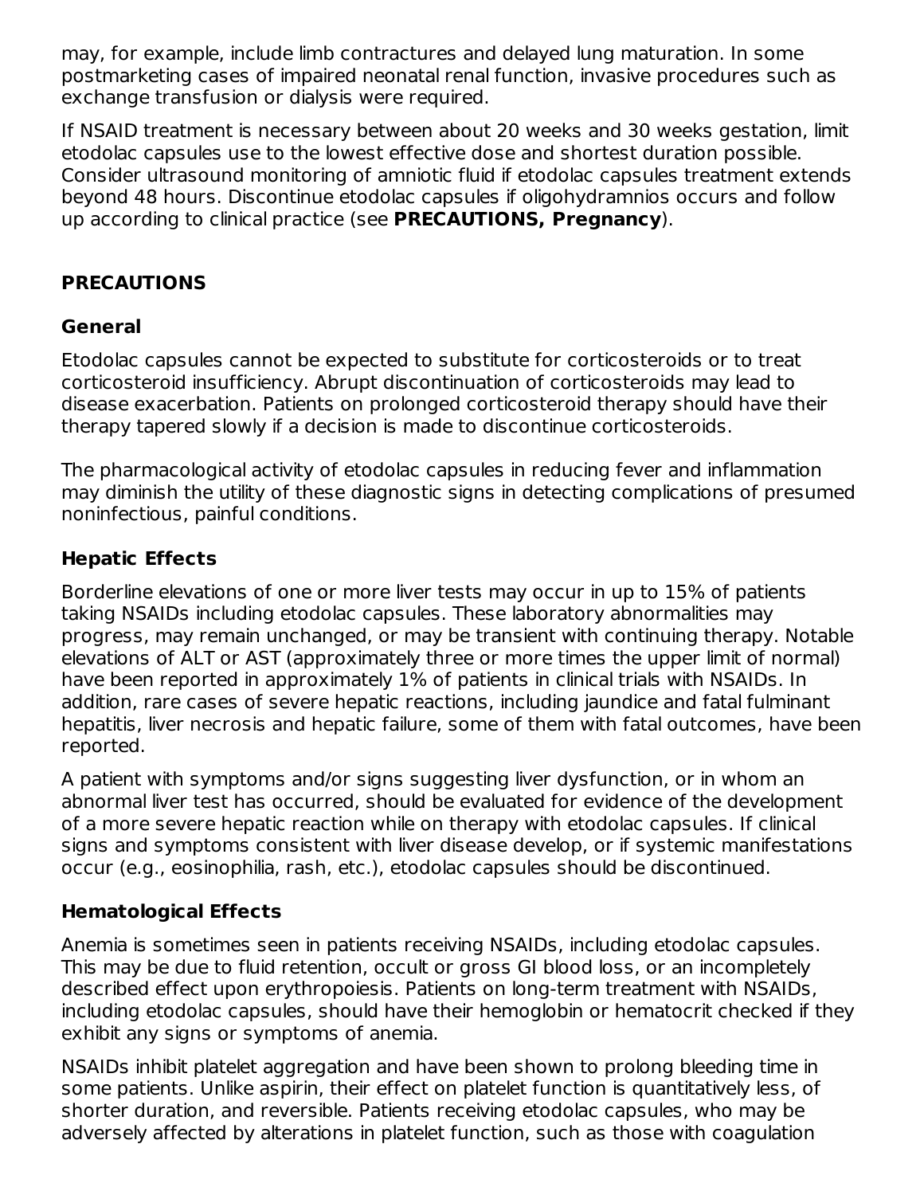may, for example, include limb contractures and delayed lung maturation. In some postmarketing cases of impaired neonatal renal function, invasive procedures such as exchange transfusion or dialysis were required.

If NSAID treatment is necessary between about 20 weeks and 30 weeks gestation, limit etodolac capsules use to the lowest effective dose and shortest duration possible. Consider ultrasound monitoring of amniotic fluid if etodolac capsules treatment extends beyond 48 hours. Discontinue etodolac capsules if oligohydramnios occurs and follow up according to clinical practice (see **PRECAUTIONS, Pregnancy**).

## PRECAUTIONS

### General

Etodolac capsules cannot be expected to substitute for corticosteroids or to treat corticosteroid insufficiency. Abrupt discontinuation of corticosteroids may lead to disease exacerbation. Patients on prolonged corticosteroid therapy should have their therapy tapered slowly if a decision is made to discontinue corticosteroids.

The pharmacological activity of etodolac capsules in reducing fever and inflammation may diminish the utility of these diagnostic signs in detecting complications of presumed noninfectious, painful conditions.

### Hepatic Effects

Borderline elevations of one or more liver tests may occur in up to 15% of patients taking NSAIDs including etodolac capsules. These laboratory abnormalities may progress, may remain unchanged, or may be transient with continuing therapy. Notable elevations of ALT or AST (approximately three or more times the upper limit of normal) have been reported in approximately 1% of patients in clinical trials with NSAIDs. In addition, rare cases of severe hepatic reactions, including jaundice and fatal fulminant hepatitis, liver necrosis and hepatic failure, some of them with fatal outcomes, have been reported.

A patient with symptoms and/or signs suggesting liver dysfunction, or in whom an abnormal liver test has occurred, should be evaluated for evidence of the development of a more severe hepatic reaction while on therapy with etodolac capsules. If clinical signs and symptoms consistent with liver disease develop, or if systemic manifestations occur (e.g., eosinophilia, rash, etc.), etodolac capsules should be discontinued.

### Hematological Effects

Anemia is sometimes seen in patients receiving NSAIDs, including etodolac capsules. This may be due to fluid retention, occult or gross GI blood loss, or an incompletely described effect upon erythropoiesis. Patients on long-term treatment with NSAIDs, including etodolac capsules, should have their hemoglobin or hematocrit checked if they exhibit any signs or symptoms of anemia.

NSAIDs inhibit platelet aggregation and have been shown to prolong bleeding time in some patients. Unlike aspirin, their effect on platelet function is quantitatively less, of shorter duration, and reversible. Patients receiving etodolac capsules, who may be adversely affected by alterations in platelet function, such as those with coagulation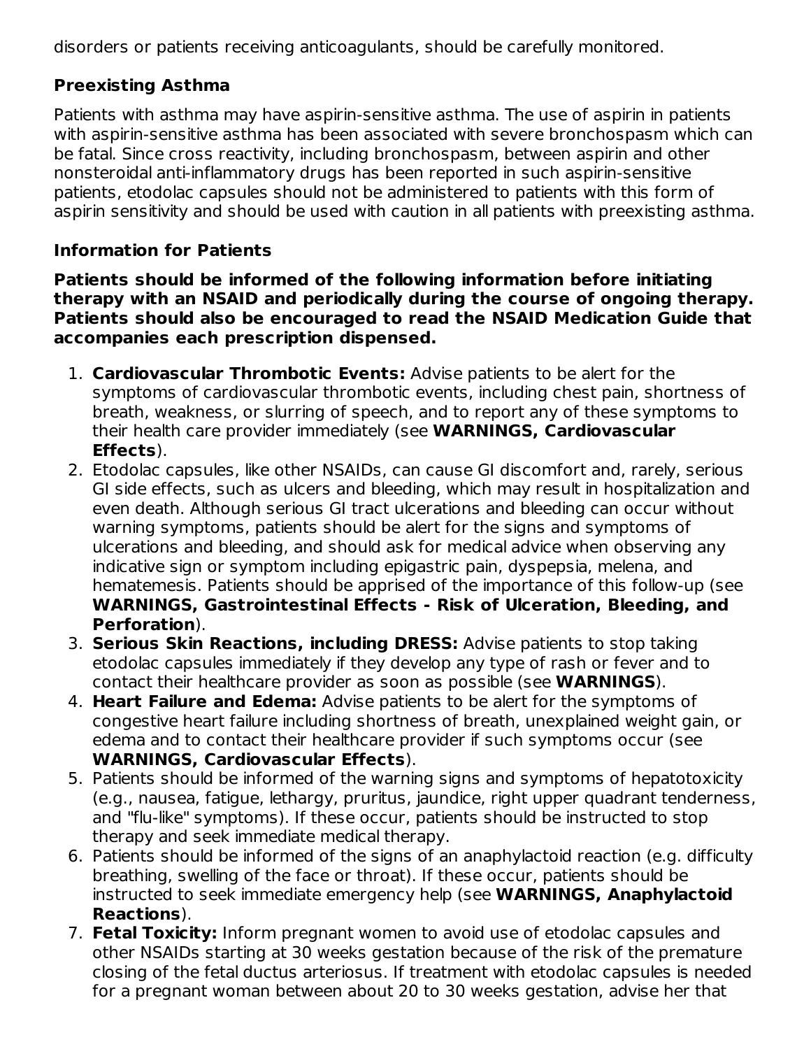disorders or patients receiving anticoagulants, should be carefully monitored.

### Preexisting Asthma

Patients with asthma may have aspirin-sensitive asthma. The use of aspirin in patients with aspirin-sensitive asthma has been associated with severe bronchospasm which can be fatal. Since cross reactivity, including bronchospasm, between aspirin and other nonsteroidal anti-inflammatory drugs has been reported in such aspirin-sensitive patients, etodolac capsules should not be administered to patients with this form of aspirin sensitivity and should be used with caution in all patients with preexisting asthma.

### Information for Patients

**Patients should be informed of the following information before initiating therapy with an NSAID and periodically during the course of ongoing therapy. Patients should also be encouraged to read the NSAID Medication Guide that accompanies each prescription dispensed.**

1. **Cardiovascular Thrombotic Events:** Advise patients to be alert for the symptoms of cardiovascular thrombotic events, including chest pain, shortness of breath, weakness, or slurring of speech, and to report any of these symptoms to their health care provider immediately (see **WARNINGS, Cardiovascular Effects**).
2. Etodolac capsules, like other NSAIDs, can cause GI discomfort and, rarely, serious GI side effects, such as ulcers and bleeding, which may result in hospitalization and even death. Although serious GI tract ulcerations and bleeding can occur without warning symptoms, patients should be alert for the signs and symptoms of ulcerations and bleeding, and should ask for medical advice when observing any indicative sign or symptom including epigastric pain, dyspepsia, melena, and hematemesis. Patients should be apprised of the importance of this follow-up (see **WARNINGS, Gastrointestinal Effects - Risk of Ulceration, Bleeding, and Perforation**).
3. **Serious Skin Reactions, including DRESS:** Advise patients to stop taking etodolac capsules immediately if they develop any type of rash or fever and to contact their healthcare provider as soon as possible (see **WARNINGS**).
4. **Heart Failure and Edema:** Advise patients to be alert for the symptoms of congestive heart failure including shortness of breath, unexplained weight gain, or edema and to contact their healthcare provider if such symptoms occur (see **WARNINGS, Cardiovascular Effects**).
5. Patients should be informed of the warning signs and symptoms of hepatotoxicity (e.g., nausea, fatigue, lethargy, pruritus, jaundice, right upper quadrant tenderness, and "flu-like" symptoms). If these occur, patients should be instructed to stop therapy and seek immediate medical therapy.
6. Patients should be informed of the signs of an anaphylactoid reaction (e.g. difficulty breathing, swelling of the face or throat). If these occur, patients should be instructed to seek immediate emergency help (see **WARNINGS, Anaphylactoid Reactions**).
7. **Fetal Toxicity:** Inform pregnant women to avoid use of etodolac capsules and other NSAIDs starting at 30 weeks gestation because of the risk of the premature closing of the fetal ductus arteriosus. If treatment with etodolac capsules is needed for a pregnant woman between about 20 to 30 weeks gestation, advise her that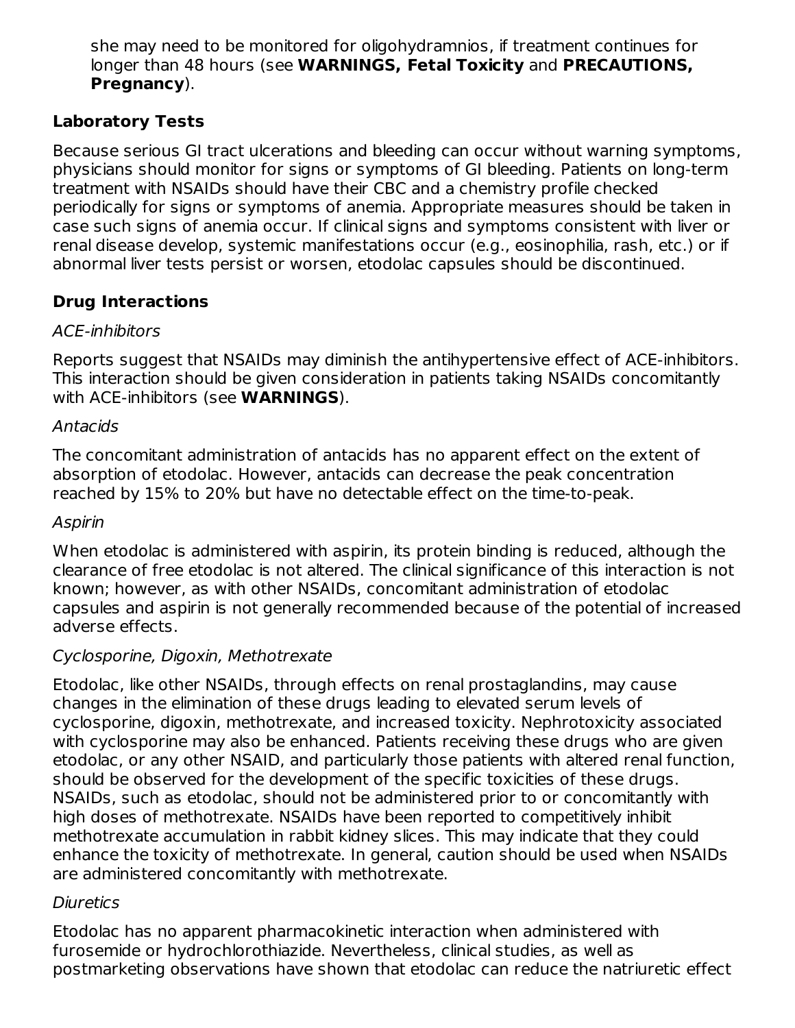she may need to be monitored for oligohydramnios, if treatment continues for longer than 48 hours (see **WARNINGS, Fetal Toxicity** and **PRECAUTIONS, Pregnancy**).

### Laboratory Tests

Because serious GI tract ulcerations and bleeding can occur without warning symptoms, physicians should monitor for signs or symptoms of GI bleeding. Patients on long-term treatment with NSAIDs should have their CBC and a chemistry profile checked periodically for signs or symptoms of anemia. Appropriate measures should be taken in case such signs of anemia occur. If clinical signs and symptoms consistent with liver or renal disease develop, systemic manifestations occur (e.g., eosinophilia, rash, etc.) or if abnormal liver tests persist or worsen, etodolac capsules should be discontinued.

### Drug Interactions

*ACE-inhibitors*

Reports suggest that NSAIDs may diminish the antihypertensive effect of ACE-inhibitors. This interaction should be given consideration in patients taking NSAIDs concomitantly with ACE-inhibitors (see **WARNINGS**).

*Antacids*

The concomitant administration of antacids has no apparent effect on the extent of absorption of etodolac. However, antacids can decrease the peak concentration reached by 15% to 20% but have no detectable effect on the time-to-peak.

*Aspirin*

When etodolac is administered with aspirin, its protein binding is reduced, although the clearance of free etodolac is not altered. The clinical significance of this interaction is not known; however, as with other NSAIDs, concomitant administration of etodolac capsules and aspirin is not generally recommended because of the potential of increased adverse effects.

*Cyclosporine, Digoxin, Methotrexate*

Etodolac, like other NSAIDs, through effects on renal prostaglandins, may cause changes in the elimination of these drugs leading to elevated serum levels of cyclosporine, digoxin, methotrexate, and increased toxicity. Nephrotoxicity associated with cyclosporine may also be enhanced. Patients receiving these drugs who are given etodolac, or any other NSAID, and particularly those patients with altered renal function, should be observed for the development of the specific toxicities of these drugs. NSAIDs, such as etodolac, should not be administered prior to or concomitantly with high doses of methotrexate. NSAIDs have been reported to competitively inhibit methotrexate accumulation in rabbit kidney slices. This may indicate that they could enhance the toxicity of methotrexate. In general, caution should be used when NSAIDs are administered concomitantly with methotrexate.

*Diuretics*

Etodolac has no apparent pharmacokinetic interaction when administered with furosemide or hydrochlorothiazide. Nevertheless, clinical studies, as well as postmarketing observations have shown that etodolac can reduce the natriuretic effect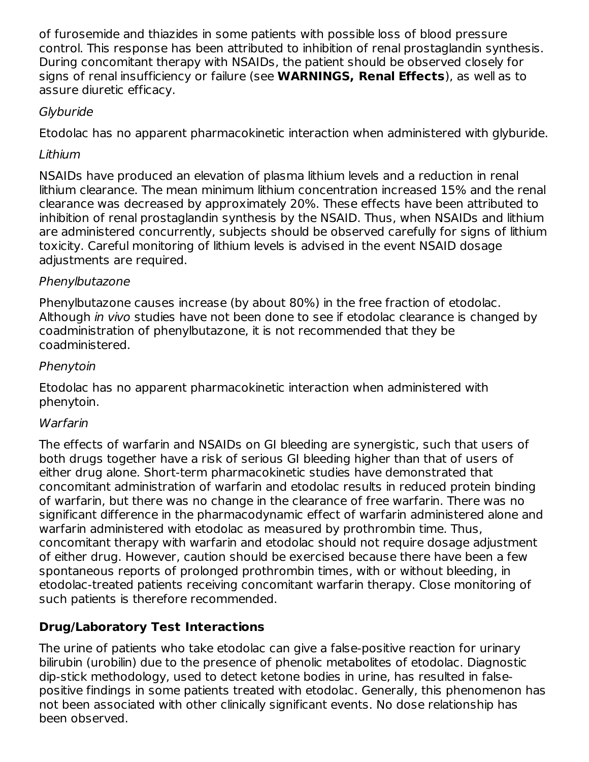of furosemide and thiazides in some patients with possible loss of blood pressure control. This response has been attributed to inhibition of renal prostaglandin synthesis. During concomitant therapy with NSAIDs, the patient should be observed closely for signs of renal insufficiency or failure (see **WARNINGS, Renal Effects**), as well as to assure diuretic efficacy.

*Glyburide*

Etodolac has no apparent pharmacokinetic interaction when administered with glyburide.

*Lithium*

NSAIDs have produced an elevation of plasma lithium levels and a reduction in renal lithium clearance. The mean minimum lithium concentration increased 15% and the renal clearance was decreased by approximately 20%. These effects have been attributed to inhibition of renal prostaglandin synthesis by the NSAID. Thus, when NSAIDs and lithium are administered concurrently, subjects should be observed carefully for signs of lithium toxicity. Careful monitoring of lithium levels is advised in the event NSAID dosage adjustments are required.

*Phenylbutazone*

Phenylbutazone causes increase (by about 80%) in the free fraction of etodolac. Although *in vivo* studies have not been done to see if etodolac clearance is changed by coadministration of phenylbutazone, it is not recommended that they be coadministered.

*Phenytoin*

Etodolac has no apparent pharmacokinetic interaction when administered with phenytoin.

*Warfarin*

The effects of warfarin and NSAIDs on GI bleeding are synergistic, such that users of both drugs together have a risk of serious GI bleeding higher than that of users of either drug alone. Short-term pharmacokinetic studies have demonstrated that concomitant administration of warfarin and etodolac results in reduced protein binding of warfarin, but there was no change in the clearance of free warfarin. There was no significant difference in the pharmacodynamic effect of warfarin administered alone and warfarin administered with etodolac as measured by prothrombin time. Thus, concomitant therapy with warfarin and etodolac should not require dosage adjustment of either drug. However, caution should be exercised because there have been a few spontaneous reports of prolonged prothrombin times, with or without bleeding, in etodolac-treated patients receiving concomitant warfarin therapy. Close monitoring of such patients is therefore recommended.

## Drug/Laboratory Test Interactions

The urine of patients who take etodolac can give a false-positive reaction for urinary bilirubin (urobilin) due to the presence of phenolic metabolites of etodolac. Diagnostic dip-stick methodology, used to detect ketone bodies in urine, has resulted in false-positive findings in some patients treated with etodolac. Generally, this phenomenon has not been associated with other clinically significant events. No dose relationship has been observed.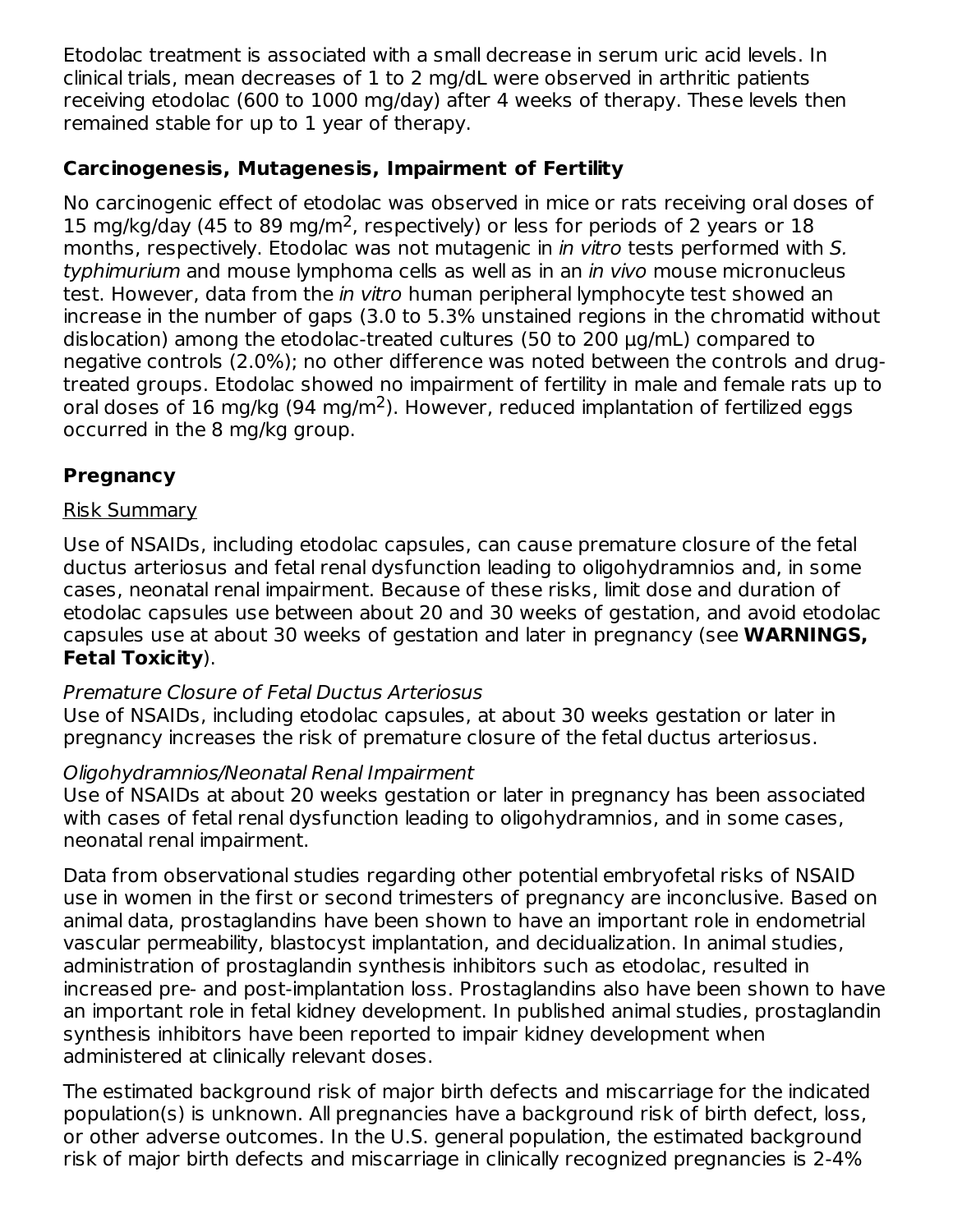Etodolac treatment is associated with a small decrease in serum uric acid levels. In clinical trials, mean decreases of 1 to 2 mg/dL were observed in arthritic patients receiving etodolac (600 to 1000 mg/day) after 4 weeks of therapy. These levels then remained stable for up to 1 year of therapy.

## Carcinogenesis, Mutagenesis, Impairment of Fertility

No carcinogenic effect of etodolac was observed in mice or rats receiving oral doses of 15 mg/kg/day (45 to 89 mg/$m^2$, respectively) or less for periods of 2 years or 18 months, respectively. Etodolac was not mutagenic in *in vitro* tests performed with *S. typhimurium* and mouse lymphoma cells as well as in an *in vivo* mouse micronucleus test. However, data from the *in vitro* human peripheral lymphocyte test showed an increase in the number of gaps (3.0 to 5.3% unstained regions in the chromatid without dislocation) among the etodolac-treated cultures (50 to 200 µg/mL) compared to negative controls (2.0%); no other difference was noted between the controls and drug-treated groups. Etodolac showed no impairment of fertility in male and female rats up to oral doses of 16 mg/kg (94 mg/$m^2$). However, reduced implantation of fertilized eggs occurred in the 8 mg/kg group.

## Pregnancy

Risk Summary

Use of NSAIDs, including etodolac capsules, can cause premature closure of the fetal ductus arteriosus and fetal renal dysfunction leading to oligohydramnios and, in some cases, neonatal renal impairment. Because of these risks, limit dose and duration of etodolac capsules use between about 20 and 30 weeks of gestation, and avoid etodolac capsules use at about 30 weeks of gestation and later in pregnancy (see **WARNINGS, Fetal Toxicity**).

*Premature Closure of Fetal Ductus Arteriosus*
Use of NSAIDs, including etodolac capsules, at about 30 weeks gestation or later in pregnancy increases the risk of premature closure of the fetal ductus arteriosus.

*Oligohydramnios/Neonatal Renal Impairment*
Use of NSAIDs at about 20 weeks gestation or later in pregnancy has been associated with cases of fetal renal dysfunction leading to oligohydramnios, and in some cases, neonatal renal impairment.

Data from observational studies regarding other potential embryofetal risks of NSAID use in women in the first or second trimesters of pregnancy are inconclusive. Based on animal data, prostaglandins have been shown to have an important role in endometrial vascular permeability, blastocyst implantation, and decidualization. In animal studies, administration of prostaglandin synthesis inhibitors such as etodolac, resulted in increased pre- and post-implantation loss. Prostaglandins also have been shown to have an important role in fetal kidney development. In published animal studies, prostaglandin synthesis inhibitors have been reported to impair kidney development when administered at clinically relevant doses.

The estimated background risk of major birth defects and miscarriage for the indicated population(s) is unknown. All pregnancies have a background risk of birth defect, loss, or other adverse outcomes. In the U.S. general population, the estimated background risk of major birth defects and miscarriage in clinically recognized pregnancies is 2-4%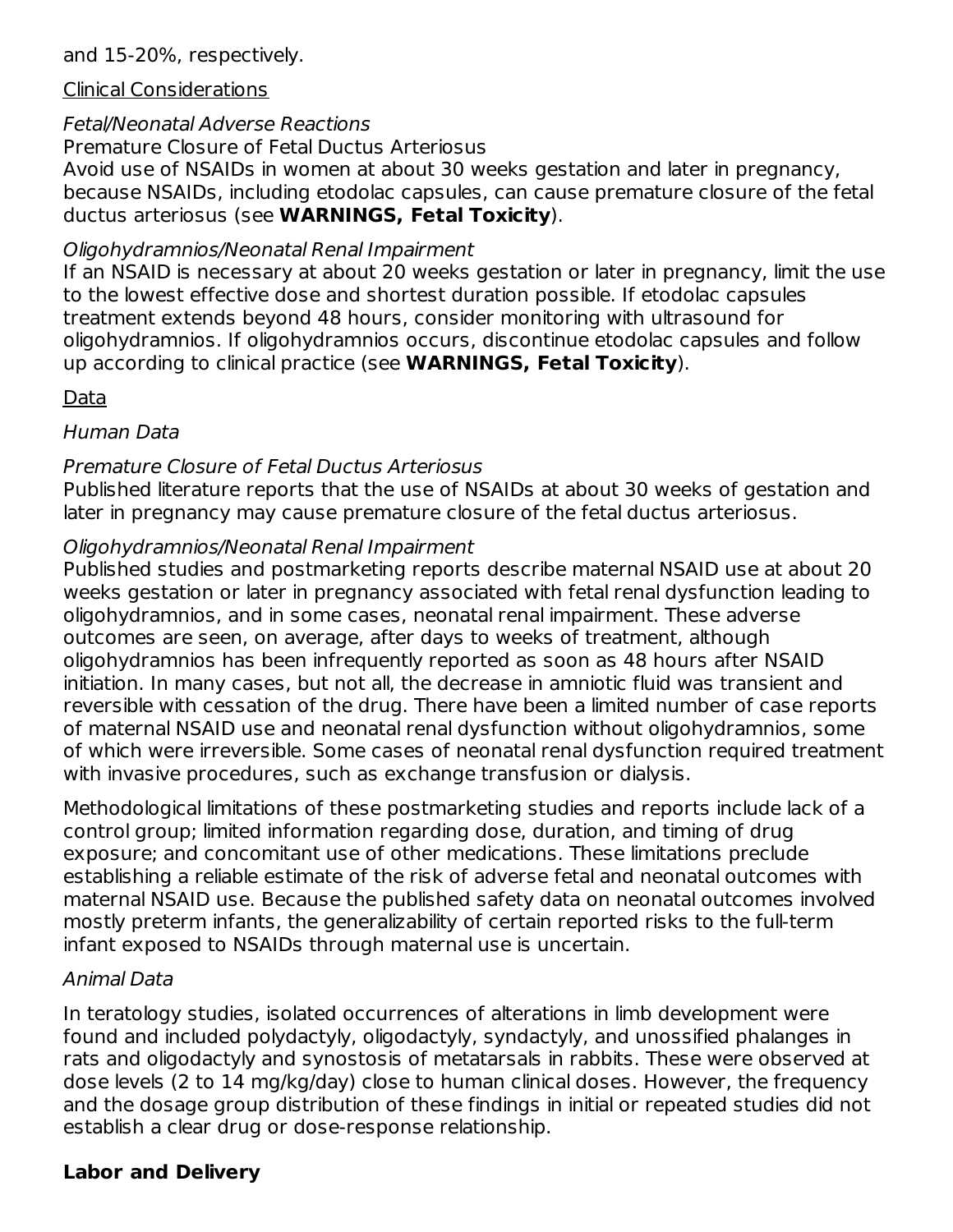and 15-20%, respectively.

Clinical Considerations

*Fetal/Neonatal Adverse Reactions*

Premature Closure of Fetal Ductus Arteriosus

Avoid use of NSAIDs in women at about 30 weeks gestation and later in pregnancy, because NSAIDs, including etodolac capsules, can cause premature closure of the fetal ductus arteriosus (see **WARNINGS, Fetal Toxicity**).

*Oligohydramnios/Neonatal Renal Impairment*

If an NSAID is necessary at about 20 weeks gestation or later in pregnancy, limit the use to the lowest effective dose and shortest duration possible. If etodolac capsules treatment extends beyond 48 hours, consider monitoring with ultrasound for oligohydramnios. If oligohydramnios occurs, discontinue etodolac capsules and follow up according to clinical practice (see **WARNINGS, Fetal Toxicity**).

Data

*Human Data*

*Premature Closure of Fetal Ductus Arteriosus*

Published literature reports that the use of NSAIDs at about 30 weeks of gestation and later in pregnancy may cause premature closure of the fetal ductus arteriosus.

*Oligohydramnios/Neonatal Renal Impairment*

Published studies and postmarketing reports describe maternal NSAID use at about 20 weeks gestation or later in pregnancy associated with fetal renal dysfunction leading to oligohydramnios, and in some cases, neonatal renal impairment. These adverse outcomes are seen, on average, after days to weeks of treatment, although oligohydramnios has been infrequently reported as soon as 48 hours after NSAID initiation. In many cases, but not all, the decrease in amniotic fluid was transient and reversible with cessation of the drug. There have been a limited number of case reports of maternal NSAID use and neonatal renal dysfunction without oligohydramnios, some of which were irreversible. Some cases of neonatal renal dysfunction required treatment with invasive procedures, such as exchange transfusion or dialysis.

Methodological limitations of these postmarketing studies and reports include lack of a control group; limited information regarding dose, duration, and timing of drug exposure; and concomitant use of other medications. These limitations preclude establishing a reliable estimate of the risk of adverse fetal and neonatal outcomes with maternal NSAID use. Because the published safety data on neonatal outcomes involved mostly preterm infants, the generalizability of certain reported risks to the full-term infant exposed to NSAIDs through maternal use is uncertain.

*Animal Data*

In teratology studies, isolated occurrences of alterations in limb development were found and included polydactyly, oligodactyly, syndactyly, and unossified phalanges in rats and oligodactyly and synostosis of metatarsals in rabbits. These were observed at dose levels (2 to 14 mg/kg/day) close to human clinical doses. However, the frequency and the dosage group distribution of these findings in initial or repeated studies did not establish a clear drug or dose-response relationship.

**Labor and Delivery**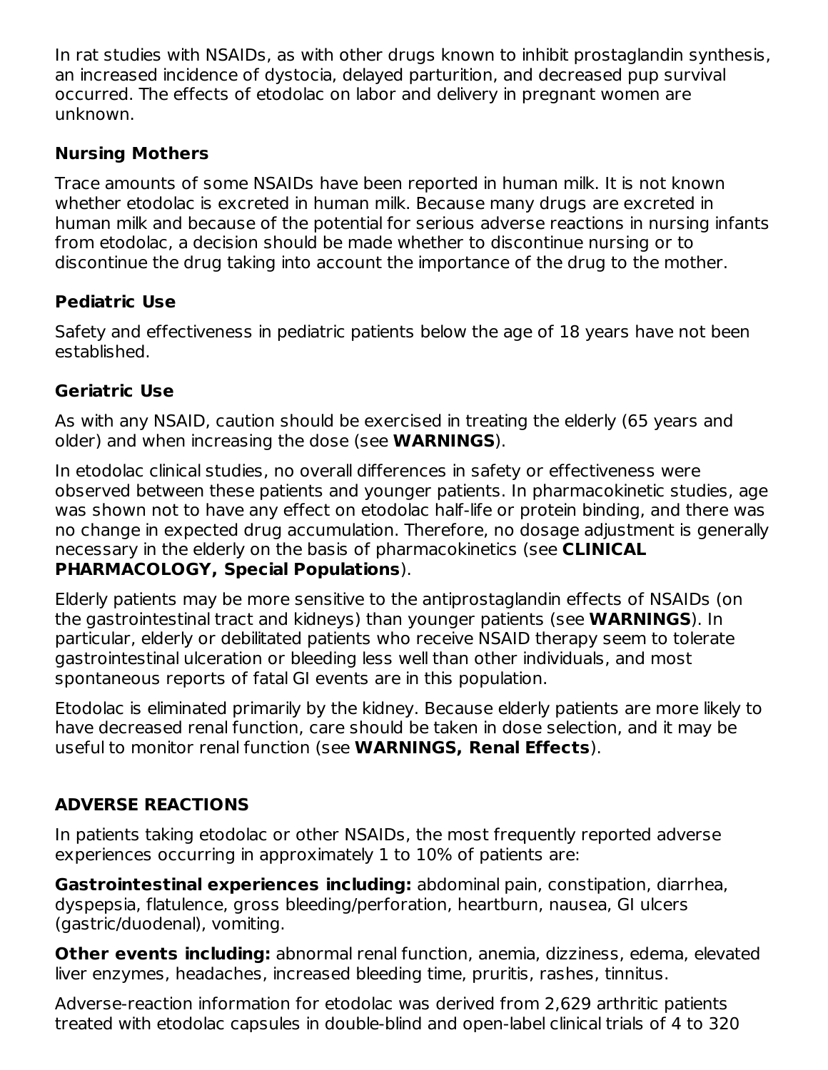In rat studies with NSAIDs, as with other drugs known to inhibit prostaglandin synthesis, an increased incidence of dystocia, delayed parturition, and decreased pup survival occurred. The effects of etodolac on labor and delivery in pregnant women are unknown.

### Nursing Mothers

Trace amounts of some NSAIDs have been reported in human milk. It is not known whether etodolac is excreted in human milk. Because many drugs are excreted in human milk and because of the potential for serious adverse reactions in nursing infants from etodolac, a decision should be made whether to discontinue nursing or to discontinue the drug taking into account the importance of the drug to the mother.

### Pediatric Use

Safety and effectiveness in pediatric patients below the age of 18 years have not been established.

### Geriatric Use

As with any NSAID, caution should be exercised in treating the elderly (65 years and older) and when increasing the dose (see **WARNINGS**).

In etodolac clinical studies, no overall differences in safety or effectiveness were observed between these patients and younger patients. In pharmacokinetic studies, age was shown not to have any effect on etodolac half-life or protein binding, and there was no change in expected drug accumulation. Therefore, no dosage adjustment is generally necessary in the elderly on the basis of pharmacokinetics (see **CLINICAL PHARMACOLOGY, Special Populations**).

Elderly patients may be more sensitive to the antiprostaglandin effects of NSAIDs (on the gastrointestinal tract and kidneys) than younger patients (see **WARNINGS**). In particular, elderly or debilitated patients who receive NSAID therapy seem to tolerate gastrointestinal ulceration or bleeding less well than other individuals, and most spontaneous reports of fatal GI events are in this population.

Etodolac is eliminated primarily by the kidney. Because elderly patients are more likely to have decreased renal function, care should be taken in dose selection, and it may be useful to monitor renal function (see **WARNINGS, Renal Effects**).

## ADVERSE REACTIONS

In patients taking etodolac or other NSAIDs, the most frequently reported adverse experiences occurring in approximately 1 to 10% of patients are:

**Gastrointestinal experiences including:** abdominal pain, constipation, diarrhea, dyspepsia, flatulence, gross bleeding/perforation, heartburn, nausea, GI ulcers (gastric/duodenal), vomiting.

**Other events including:** abnormal renal function, anemia, dizziness, edema, elevated liver enzymes, headaches, increased bleeding time, pruritis, rashes, tinnitus.

Adverse-reaction information for etodolac was derived from 2,629 arthritic patients treated with etodolac capsules in double-blind and open-label clinical trials of 4 to 320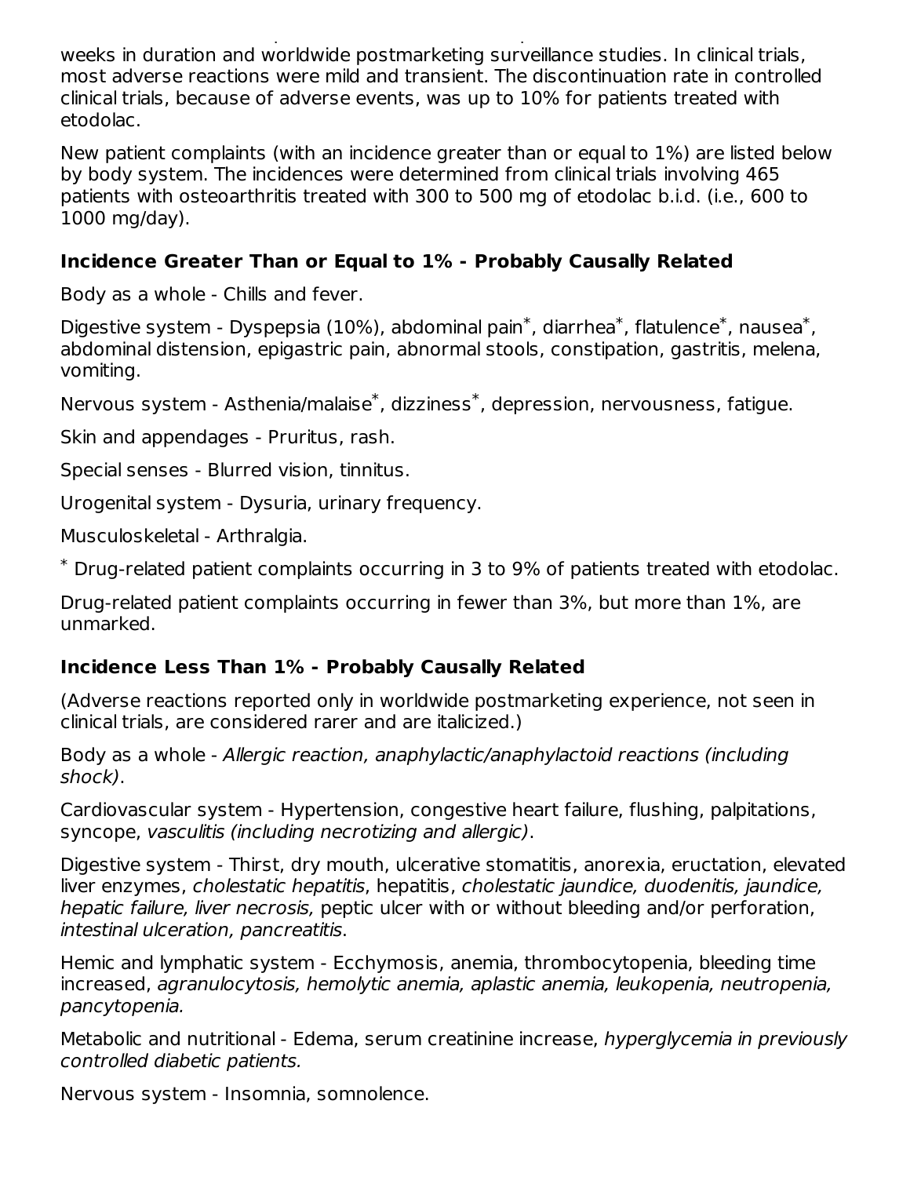weeks in duration and worldwide postmarketing surveillance studies. In clinical trials, most adverse reactions were mild and transient. The discontinuation rate in controlled clinical trials, because of adverse events, was up to 10% for patients treated with etodolac.

New patient complaints (with an incidence greater than or equal to 1%) are listed below by body system. The incidences were determined from clinical trials involving 465 patients with osteoarthritis treated with 300 to 500 mg of etodolac b.i.d. (i.e., 600 to 1000 mg/day).

### Incidence Greater Than or Equal to 1% - Probably Causally Related

Body as a whole - Chills and fever.

Digestive system - Dyspepsia (10%), abdominal pain*, diarrhea*, flatulence*, nausea*, abdominal distension, epigastric pain, abnormal stools, constipation, gastritis, melena, vomiting.

Nervous system - Asthenia/malaise*, dizziness*, depression, nervousness, fatigue.

Skin and appendages - Pruritus, rash.

Special senses - Blurred vision, tinnitus.

Urogenital system - Dysuria, urinary frequency.

Musculoskeletal - Arthralgia.

* Drug-related patient complaints occurring in 3 to 9% of patients treated with etodolac.

Drug-related patient complaints occurring in fewer than 3%, but more than 1%, are unmarked.

### Incidence Less Than 1% - Probably Causally Related

(Adverse reactions reported only in worldwide postmarketing experience, not seen in clinical trials, are considered rarer and are italicized.)

Body as a whole - *Allergic reaction, anaphylactic/anaphylactoid reactions (including shock)*.

Cardiovascular system - Hypertension, congestive heart failure, flushing, palpitations, syncope, *vasculitis (including necrotizing and allergic)*.

Digestive system - Thirst, dry mouth, ulcerative stomatitis, anorexia, eructation, elevated liver enzymes, *cholestatic hepatitis*, hepatitis, *cholestatic jaundice, duodenitis, jaundice, hepatic failure, liver necrosis,* peptic ulcer with or without bleeding and/or perforation, *intestinal ulceration, pancreatitis*.

Hemic and lymphatic system - Ecchymosis, anemia, thrombocytopenia, bleeding time increased, *agranulocytosis, hemolytic anemia, aplastic anemia, leukopenia, neutropenia, pancytopenia.*

Metabolic and nutritional - Edema, serum creatinine increase, *hyperglycemia in previously controlled diabetic patients.*

Nervous system - Insomnia, somnolence.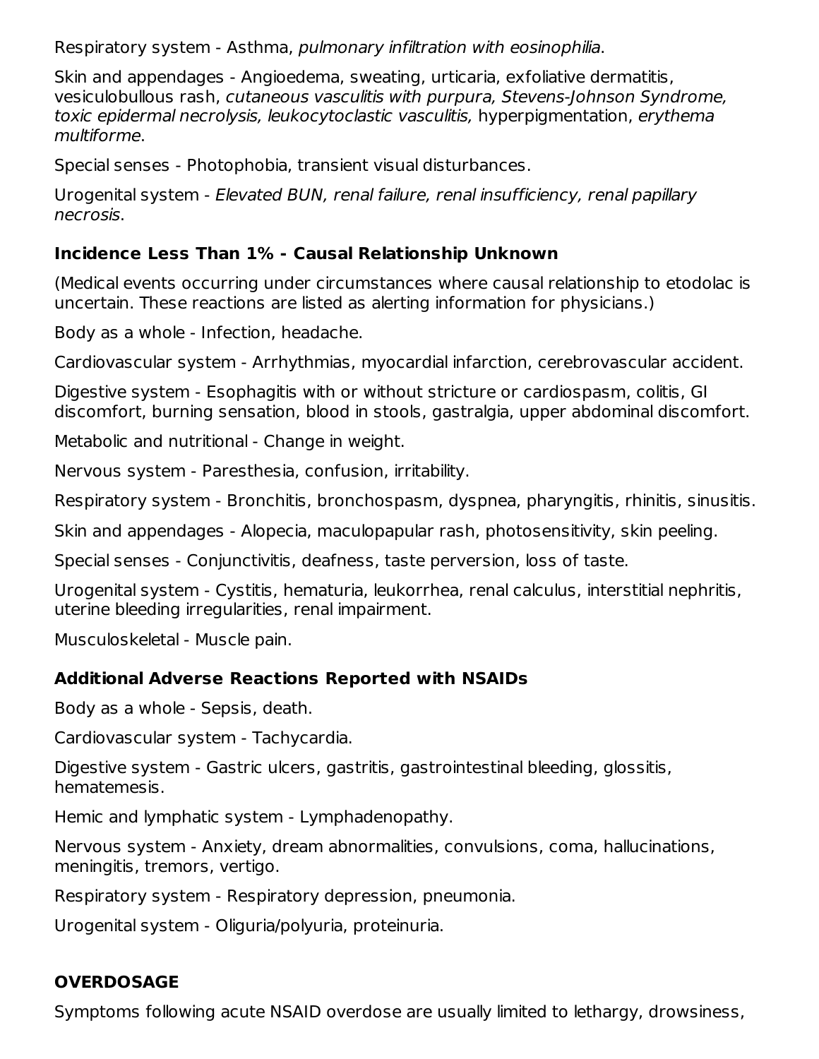Respiratory system - Asthma, *pulmonary infiltration with eosinophilia*.

Skin and appendages - Angioedema, sweating, urticaria, exfoliative dermatitis, vesiculobullous rash, *cutaneous vasculitis with purpura, Stevens-Johnson Syndrome, toxic epidermal necrolysis, leukocytoclastic vasculitis,* hyperpigmentation, *erythema multiforme*.

Special senses - Photophobia, transient visual disturbances.

Urogenital system - *Elevated BUN, renal failure, renal insufficiency, renal papillary necrosis*.

### Incidence Less Than 1% - Causal Relationship Unknown

(Medical events occurring under circumstances where causal relationship to etodolac is uncertain. These reactions are listed as alerting information for physicians.)

Body as a whole - Infection, headache.

Cardiovascular system - Arrhythmias, myocardial infarction, cerebrovascular accident.

Digestive system - Esophagitis with or without stricture or cardiospasm, colitis, GI discomfort, burning sensation, blood in stools, gastralgia, upper abdominal discomfort.

Metabolic and nutritional - Change in weight.

Nervous system - Paresthesia, confusion, irritability.

Respiratory system - Bronchitis, bronchospasm, dyspnea, pharyngitis, rhinitis, sinusitis.

Skin and appendages - Alopecia, maculopapular rash, photosensitivity, skin peeling.

Special senses - Conjunctivitis, deafness, taste perversion, loss of taste.

Urogenital system - Cystitis, hematuria, leukorrhea, renal calculus, interstitial nephritis, uterine bleeding irregularities, renal impairment.

Musculoskeletal - Muscle pain.

### Additional Adverse Reactions Reported with NSAIDs

Body as a whole - Sepsis, death.

Cardiovascular system - Tachycardia.

Digestive system - Gastric ulcers, gastritis, gastrointestinal bleeding, glossitis, hematemesis.

Hemic and lymphatic system - Lymphadenopathy.

Nervous system - Anxiety, dream abnormalities, convulsions, coma, hallucinations, meningitis, tremors, vertigo.

Respiratory system - Respiratory depression, pneumonia.

Urogenital system - Oliguria/polyuria, proteinuria.

## OVERDOSAGE

Symptoms following acute NSAID overdose are usually limited to lethargy, drowsiness,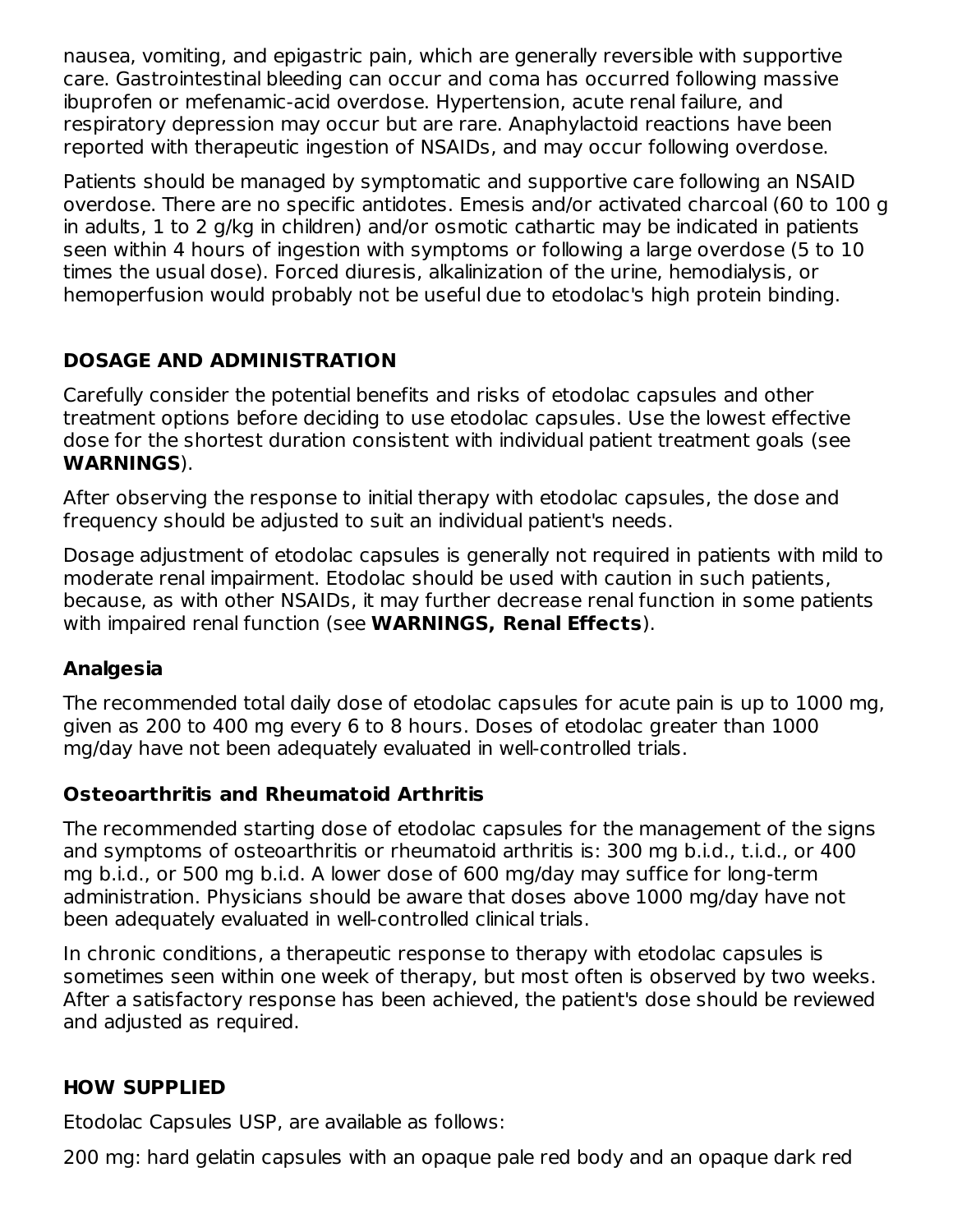nausea, vomiting, and epigastric pain, which are generally reversible with supportive care. Gastrointestinal bleeding can occur and coma has occurred following massive ibuprofen or mefenamic-acid overdose. Hypertension, acute renal failure, and respiratory depression may occur but are rare. Anaphylactoid reactions have been reported with therapeutic ingestion of NSAIDs, and may occur following overdose.

Patients should be managed by symptomatic and supportive care following an NSAID overdose. There are no specific antidotes. Emesis and/or activated charcoal (60 to 100 g in adults, 1 to 2 g/kg in children) and/or osmotic cathartic may be indicated in patients seen within 4 hours of ingestion with symptoms or following a large overdose (5 to 10 times the usual dose). Forced diuresis, alkalinization of the urine, hemodialysis, or hemoperfusion would probably not be useful due to etodolac's high protein binding.

## DOSAGE AND ADMINISTRATION

Carefully consider the potential benefits and risks of etodolac capsules and other treatment options before deciding to use etodolac capsules. Use the lowest effective dose for the shortest duration consistent with individual patient treatment goals (see **WARNINGS**).

After observing the response to initial therapy with etodolac capsules, the dose and frequency should be adjusted to suit an individual patient's needs.

Dosage adjustment of etodolac capsules is generally not required in patients with mild to moderate renal impairment. Etodolac should be used with caution in such patients, because, as with other NSAIDs, it may further decrease renal function in some patients with impaired renal function (see **WARNINGS, Renal Effects**).

### Analgesia

The recommended total daily dose of etodolac capsules for acute pain is up to 1000 mg, given as 200 to 400 mg every 6 to 8 hours. Doses of etodolac greater than 1000 mg/day have not been adequately evaluated in well-controlled trials.

### Osteoarthritis and Rheumatoid Arthritis

The recommended starting dose of etodolac capsules for the management of the signs and symptoms of osteoarthritis or rheumatoid arthritis is: 300 mg b.i.d., t.i.d., or 400 mg b.i.d., or 500 mg b.i.d. A lower dose of 600 mg/day may suffice for long-term administration. Physicians should be aware that doses above 1000 mg/day have not been adequately evaluated in well-controlled clinical trials.

In chronic conditions, a therapeutic response to therapy with etodolac capsules is sometimes seen within one week of therapy, but most often is observed by two weeks. After a satisfactory response has been achieved, the patient's dose should be reviewed and adjusted as required.

## HOW SUPPLIED

Etodolac Capsules USP, are available as follows:

200 mg: hard gelatin capsules with an opaque pale red body and an opaque dark red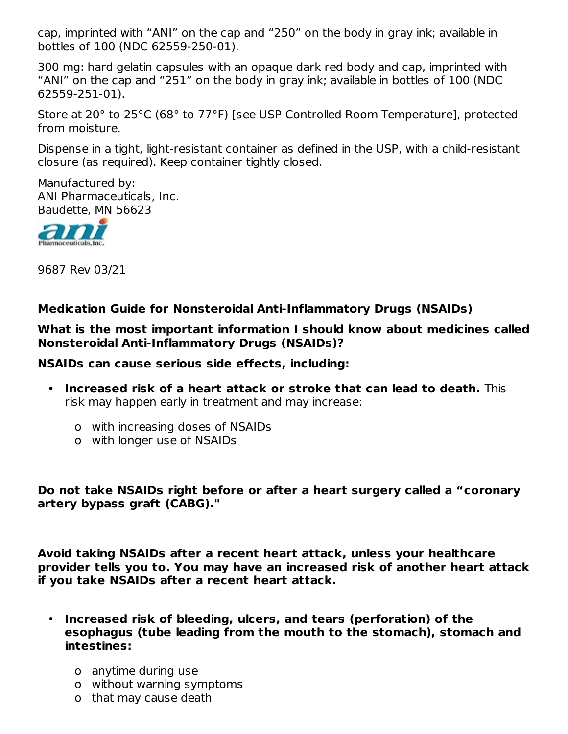cap, imprinted with “ANI” on the cap and “250” on the body in gray ink; available in bottles of 100 (NDC 62559-250-01).

300 mg: hard gelatin capsules with an opaque dark red body and cap, imprinted with “ANI” on the cap and “251” on the body in gray ink; available in bottles of 100 (NDC 62559-251-01).

Store at 20° to 25°C (68° to 77°F) [see USP Controlled Room Temperature], protected from moisture.

Dispense in a tight, light-resistant container as defined in the USP, with a child-resistant closure (as required). Keep container tightly closed.

Manufactured by:
ANI Pharmaceuticals, Inc.
Baudette, MN 56623

9687 Rev 03/21

## Medication Guide for Nonsteroidal Anti-Inflammatory Drugs (NSAIDs)

**What is the most important information I should know about medicines called Nonsteroidal Anti-Inflammatory Drugs (NSAIDs)?**

**NSAIDs can cause serious side effects, including:**

- **Increased risk of a heart attack or stroke that can lead to death.** This risk may happen early in treatment and may increase:
  - o with increasing doses of NSAIDs
  - o with longer use of NSAIDs

**Do not take NSAIDs right before or after a heart surgery called a “coronary artery bypass graft (CABG)."**

**Avoid taking NSAIDs after a recent heart attack, unless your healthcare provider tells you to. You may have an increased risk of another heart attack if you take NSAIDs after a recent heart attack.**

- **Increased risk of bleeding, ulcers, and tears (perforation) of the esophagus (tube leading from the mouth to the stomach), stomach and intestines:**
  - o anytime during use
  - o without warning symptoms
  - o that may cause death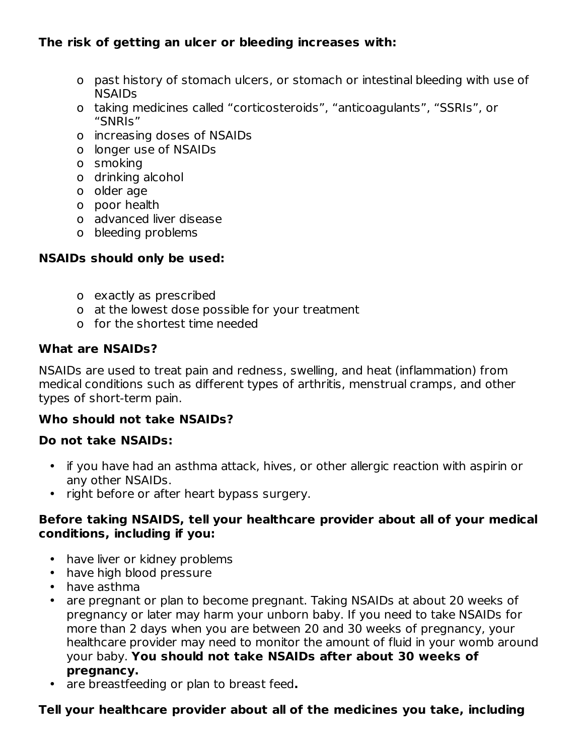**The risk of getting an ulcer or bleeding increases with:**

- past history of stomach ulcers, or stomach or intestinal bleeding with use of NSAIDs
- taking medicines called “corticosteroids”, “anticoagulants”, “SSRIs”, or “SNRIs”
- increasing doses of NSAIDs
- longer use of NSAIDs
- smoking
- drinking alcohol
- older age
- poor health
- advanced liver disease
- bleeding problems

**NSAIDs should only be used:**

- exactly as prescribed
- at the lowest dose possible for your treatment
- for the shortest time needed

**What are NSAIDs?**

NSAIDs are used to treat pain and redness, swelling, and heat (inflammation) from medical conditions such as different types of arthritis, menstrual cramps, and other types of short-term pain.

**Who should not take NSAIDs?**

**Do not take NSAIDs:**

- if you have had an asthma attack, hives, or other allergic reaction with aspirin or any other NSAIDs.
- right before or after heart bypass surgery.

**Before taking NSAIDS, tell your healthcare provider about all of your medical conditions, including if you:**

- have liver or kidney problems
- have high blood pressure
- have asthma
- are pregnant or plan to become pregnant. Taking NSAIDs at about 20 weeks of pregnancy or later may harm your unborn baby. If you need to take NSAIDs for more than 2 days when you are between 20 and 30 weeks of pregnancy, your healthcare provider may need to monitor the amount of fluid in your womb around your baby. **You should not take NSAIDs after about 30 weeks of pregnancy.**
- are breastfeeding or plan to breast feed**.**

**Tell your healthcare provider about all of the medicines you take, including**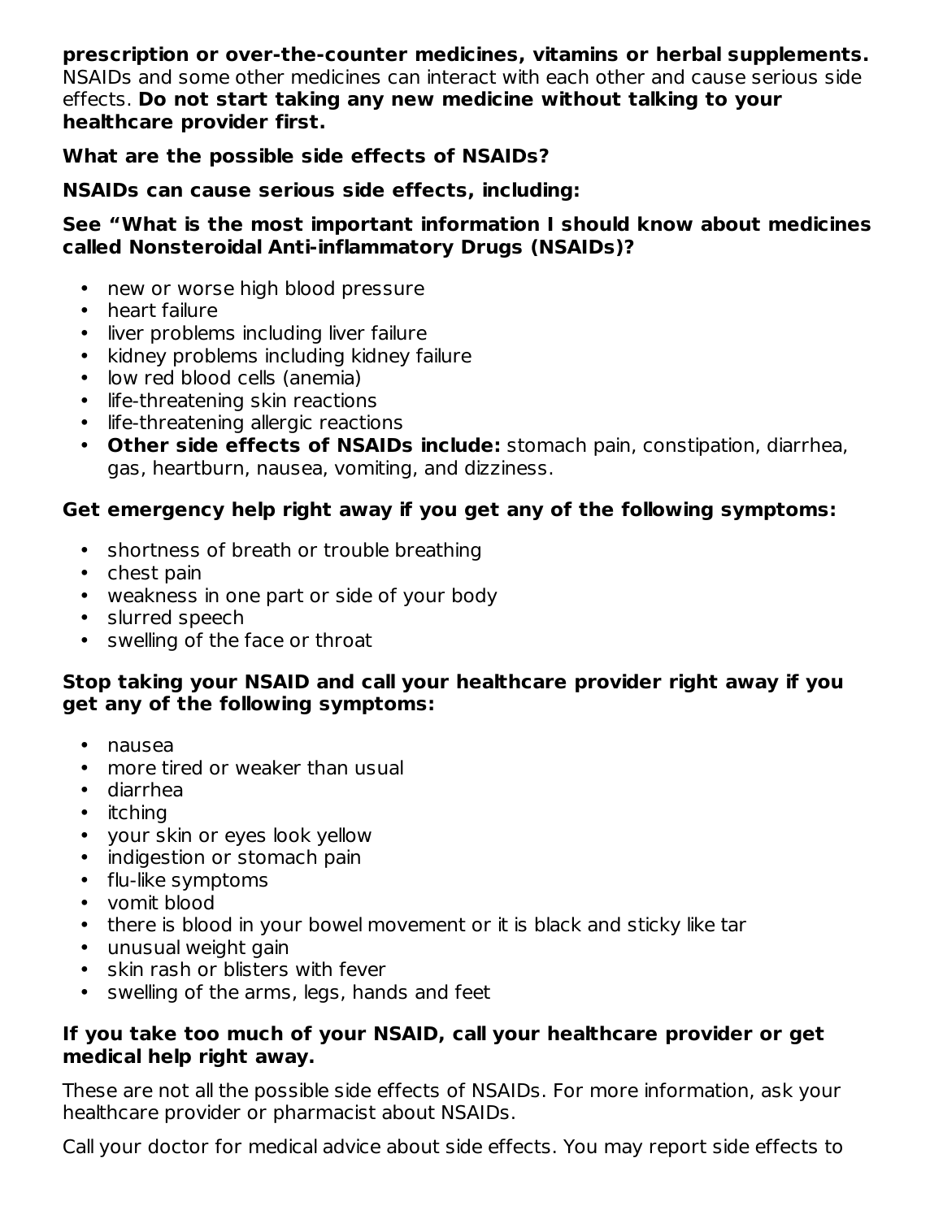**prescription or over-the-counter medicines, vitamins or herbal supplements.** NSAIDs and some other medicines can interact with each other and cause serious side effects. **Do not start taking any new medicine without talking to your healthcare provider first.**

**What are the possible side effects of NSAIDs?**

**NSAIDs can cause serious side effects, including:**

**See "What is the most important information I should know about medicines called Nonsteroidal Anti-inflammatory Drugs (NSAIDs)?**

- new or worse high blood pressure
- heart failure
- liver problems including liver failure
- kidney problems including kidney failure
- low red blood cells (anemia)
- life-threatening skin reactions
- life-threatening allergic reactions
- **Other side effects of NSAIDs include:** stomach pain, constipation, diarrhea, gas, heartburn, nausea, vomiting, and dizziness.

**Get emergency help right away if you get any of the following symptoms:**

- shortness of breath or trouble breathing
- chest pain
- weakness in one part or side of your body
- slurred speech
- swelling of the face or throat

**Stop taking your NSAID and call your healthcare provider right away if you get any of the following symptoms:**

- nausea
- more tired or weaker than usual
- diarrhea
- itching
- your skin or eyes look yellow
- indigestion or stomach pain
- flu-like symptoms
- vomit blood
- there is blood in your bowel movement or it is black and sticky like tar
- unusual weight gain
- skin rash or blisters with fever
- swelling of the arms, legs, hands and feet

**If you take too much of your NSAID, call your healthcare provider or get medical help right away.**

These are not all the possible side effects of NSAIDs. For more information, ask your healthcare provider or pharmacist about NSAIDs.

Call your doctor for medical advice about side effects. You may report side effects to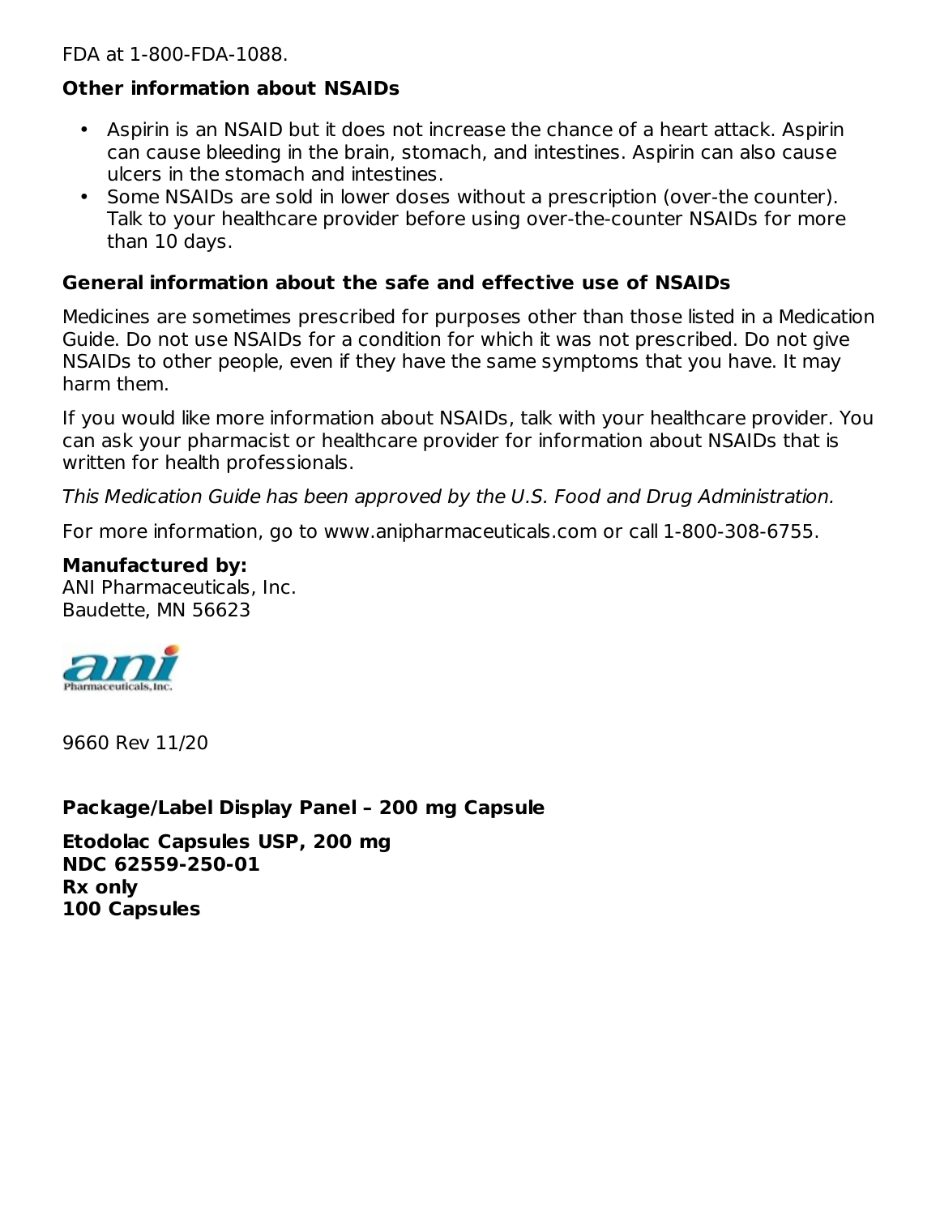FDA at 1-800-FDA-1088.

**Other information about NSAIDs**

- Aspirin is an NSAID but it does not increase the chance of a heart attack. Aspirin can cause bleeding in the brain, stomach, and intestines. Aspirin can also cause ulcers in the stomach and intestines.
- Some NSAIDs are sold in lower doses without a prescription (over-the counter). Talk to your healthcare provider before using over-the-counter NSAIDs for more than 10 days.

**General information about the safe and effective use of NSAIDs**

Medicines are sometimes prescribed for purposes other than those listed in a Medication Guide. Do not use NSAIDs for a condition for which it was not prescribed. Do not give NSAIDs to other people, even if they have the same symptoms that you have. It may harm them.

If you would like more information about NSAIDs, talk with your healthcare provider. You can ask your pharmacist or healthcare provider for information about NSAIDs that is written for health professionals.

*This Medication Guide has been approved by the U.S. Food and Drug Administration.*

For more information, go to www.anipharmaceuticals.com or call 1-800-308-6755.

**Manufactured by:**
ANI Pharmaceuticals, Inc.
Baudette, MN 56623

9660 Rev 11/20

**Package/Label Display Panel – 200 mg Capsule**

**Etodolac Capsules USP, 200 mg**
**NDC 62559-250-01**
**Rx only**
**100 Capsules**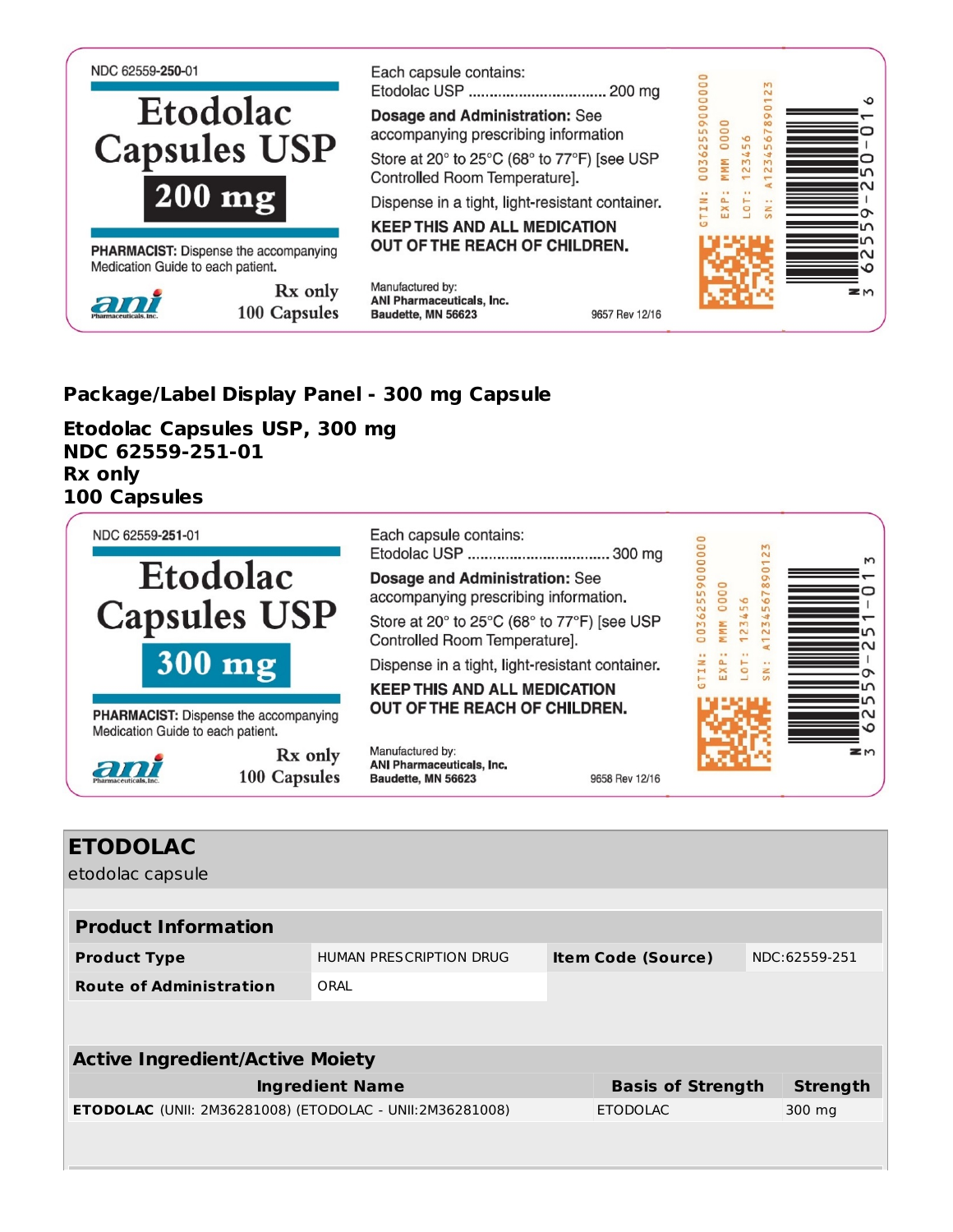NDC 62559-250-01

Etodolac Capsules USP

200 mg

PHARMACIST: Dispense the accompanying Medication Guide to each patient.

Rx only

100 Capsules

Each capsule contains:
Etodolac USP ................................ 200 mg

**Dosage and Administration:** See accompanying prescribing information

Store at 20° to 25°C (68° to 77°F) [see USP Controlled Room Temperature].

Dispense in a tight, light-resistant container.

**KEEP THIS AND ALL MEDICATION OUT OF THE REACH OF CHILDREN.**

Manufactured by:
**ANI Pharmaceuticals, Inc.**
**Baudette, MN 56623**

9657 Rev 12/16

GTIN: 00362559000000
EXP: MMM 0000
LOT: 123456
SN: A1234567890123

N 3 62559-250-01 6

**Package/Label Display Panel - 300 mg Capsule**

**Etodolac Capsules USP, 300 mg**
**NDC 62559-251-01**
**Rx only**
**100 Capsules**

NDC 62559-251-01

Etodolac Capsules USP

300 mg

PHARMACIST: Dispense the accompanying Medication Guide to each patient.

Rx only

100 Capsules

Each capsule contains:
Etodolac USP ................................ 300 mg

**Dosage and Administration:** See accompanying prescribing information.

Store at 20° to 25°C (68° to 77°F) [see USP Controlled Room Temperature].

Dispense in a tight, light-resistant container.

**KEEP THIS AND ALL MEDICATION OUT OF THE REACH OF CHILDREN.**

Manufactured by:
**ANI Pharmaceuticals, Inc.**
**Baudette, MN 56623**

9658 Rev 12/16

GTIN: 00362559000000
EXP: MMM 0000
LOT: 123456
SN: A1234567890123

N 3 62559-251-01 3

## ETODOLAC

etodolac capsule

| **Product Information** | | | |
|---|---|---|---|
| **Product Type** | HUMAN PRESCRIPTION DRUG | **Item Code (Source)** | NDC:62559-251 |
| **Route of Administration** | ORAL | | |

| **Active Ingredient/Active Moiety** | | |
|---|---|---|
| **Ingredient Name** | **Basis of Strength** | **Strength** |
| **ETODOLAC** (UNII: 2M36281008) (ETODOLAC - UNII:2M36281008) | ETODOLAC | 300 mg |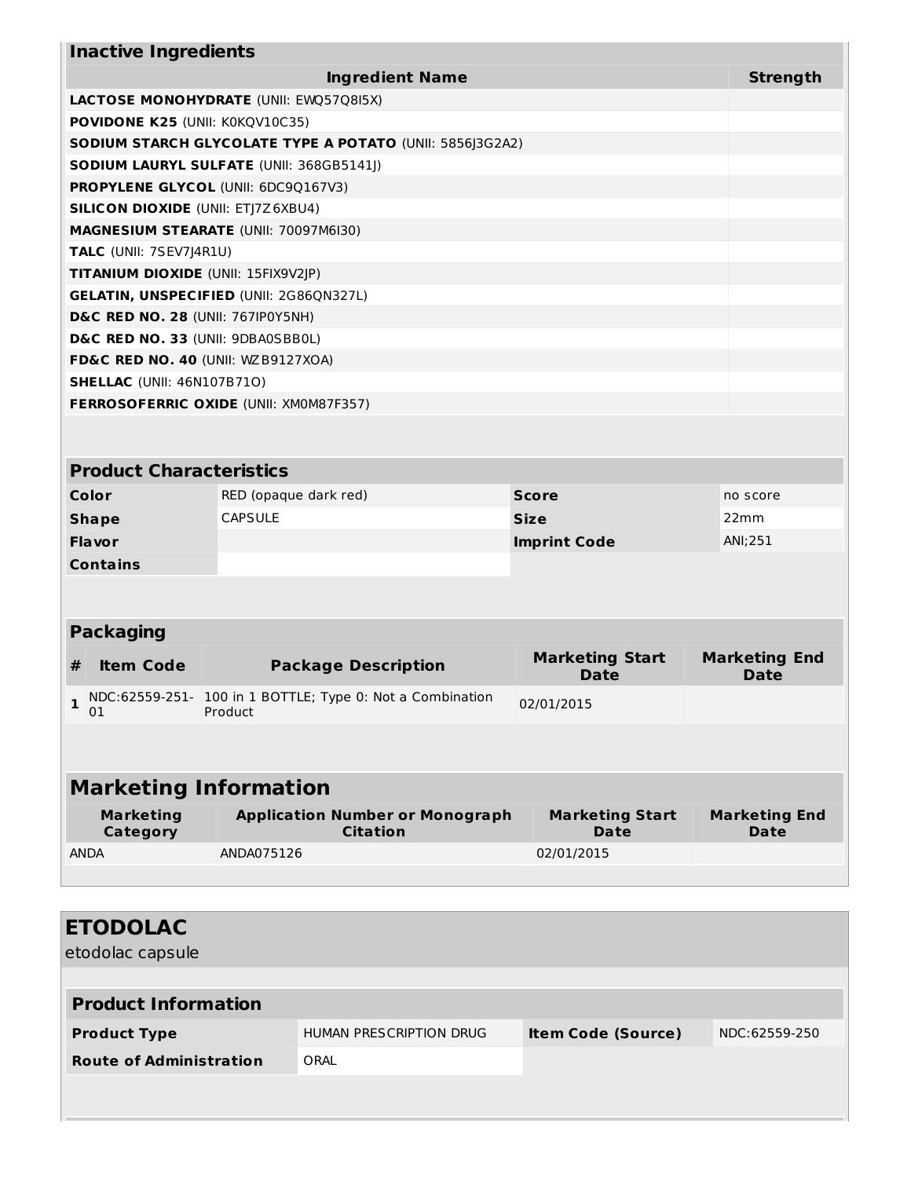| Inactive Ingredients | |
|---|---|
| **Ingredient Name** | **Strength** |
| **LACTOSE MONOHYDRATE** (UNII: EWQ57Q8I5X) | |
| **POVIDONE K25** (UNII: K0KQV10C35) | |
| **SODIUM STARCH GLYCOLATE TYPE A POTATO** (UNII: 5856J3G2A2) | |
| **SODIUM LAURYL SULFATE** (UNII: 368GB5141J) | |
| **PROPYLENE GLYCOL** (UNII: 6DC9Q167V3) | |
| **SILICON DIOXIDE** (UNII: ETJ7Z6XBU4) | |
| **MAGNESIUM STEARATE** (UNII: 70097M6I30) | |
| **TALC** (UNII: 7SEV7J4R1U) | |
| **TITANIUM DIOXIDE** (UNII: 15FIX9V2JP) | |
| **GELATIN, UNSPECIFIED** (UNII: 2G86QN327L) | |
| **D&C RED NO. 28** (UNII: 767IP0Y5NH) | |
| **D&C RED NO. 33** (UNII: 9DBA0SBB0L) | |
| **FD&C RED NO. 40** (UNII: WZB9127XOA) | |
| **SHELLAC** (UNII: 46N107B71O) | |
| **FERROSOFERRIC OXIDE** (UNII: XM0M87F357) | |

| Product Characteristics | | | |
|---|---|---|---|
| **Color** | RED (opaque dark red) | **Score** | no score |
| **Shape** | CAPSULE | **Size** | 22mm |
| **Flavor** | | **Imprint Code** | ANI;251 |
| **Contains** | | | |

| Packaging | | | | |
|---|---|---|---|---|
| **#** | **Item Code** | **Package Description** | **Marketing Start Date** | **Marketing End Date** |
| **1** | NDC:62559-251-01 | 100 in 1 BOTTLE; Type 0: Not a Combination Product | 02/01/2015 | |

| Marketing Information | | | |
|---|---|---|---|
| **Marketing Category** | **Application Number or Monograph Citation** | **Marketing Start Date** | **Marketing End Date** |
| ANDA | ANDA075126 | 02/01/2015 | |

## ETODOLAC

etodolac capsule

| Product Information | | | |
|---|---|---|---|
| **Product Type** | HUMAN PRESCRIPTION DRUG | **Item Code (Source)** | NDC:62559-250 |
| **Route of Administration** | ORAL | | |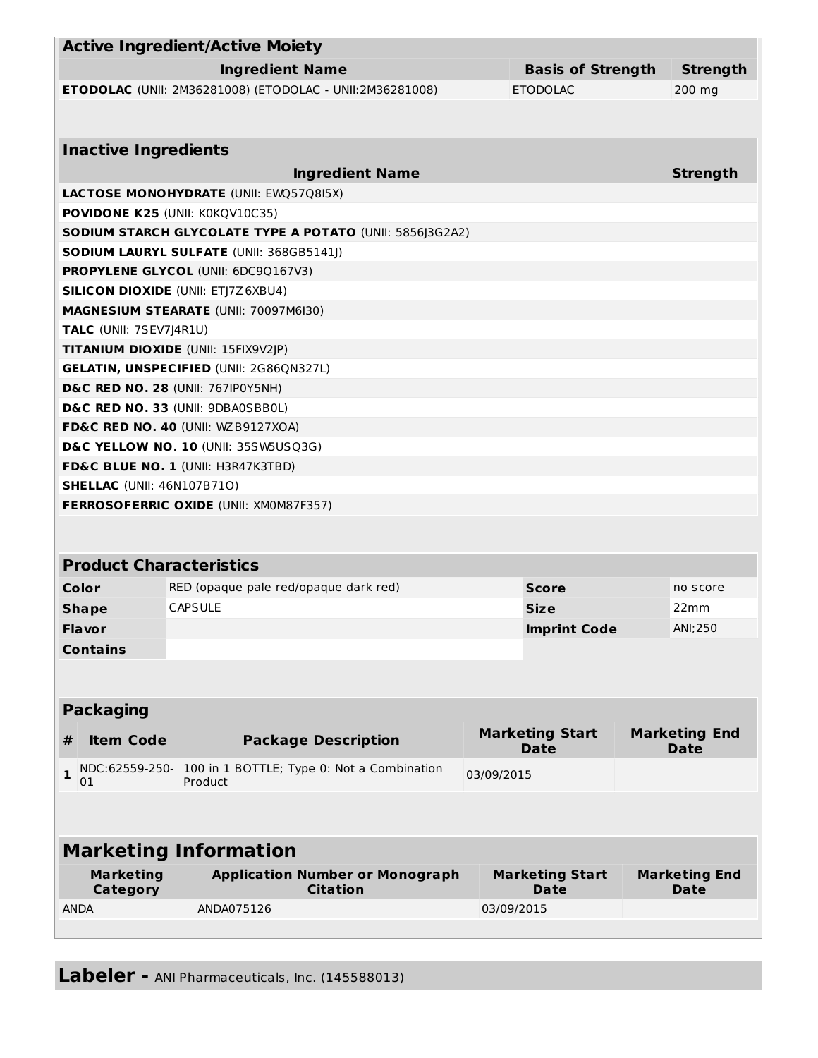| Active Ingredient/Active Moiety | | |
|---|---|---|
| **Ingredient Name** | **Basis of Strength** | **Strength** |
| **ETODOLAC** (UNII: 2M36281008) (ETODOLAC - UNII:2M36281008) | ETODOLAC | 200 mg |

| Inactive Ingredients | |
|---|---|
| **Ingredient Name** | **Strength** |
| **LACTOSE MONOHYDRATE** (UNII: EWQ57Q8I5X) | |
| **POVIDONE K25** (UNII: K0KQV10C35) | |
| **SODIUM STARCH GLYCOLATE TYPE A POTATO** (UNII: 5856J3G2A2) | |
| **SODIUM LAURYL SULFATE** (UNII: 368GB5141J) | |
| **PROPYLENE GLYCOL** (UNII: 6DC9Q167V3) | |
| **SILICON DIOXIDE** (UNII: ETJ7Z6XBU4) | |
| **MAGNESIUM STEARATE** (UNII: 70097M6I30) | |
| **TALC** (UNII: 7SEV7J4R1U) | |
| **TITANIUM DIOXIDE** (UNII: 15FIX9V2JP) | |
| **GELATIN, UNSPECIFIED** (UNII: 2G86QN327L) | |
| **D&C RED NO. 28** (UNII: 767IP0Y5NH) | |
| **D&C RED NO. 33** (UNII: 9DBA0SBB0L) | |
| **FD&C RED NO. 40** (UNII: WZB9127XOA) | |
| **D&C YELLOW NO. 10** (UNII: 35SW5USQ3G) | |
| **FD&C BLUE NO. 1** (UNII: H3R47K3TBD) | |
| **SHELLAC** (UNII: 46N107B71O) | |
| **FERROSOFERRIC OXIDE** (UNII: XM0M87F357) | |

| Product Characteristics | | | |
|---|---|---|---|
| **Color** | RED (opaque pale red/opaque dark red) | **Score** | no score |
| **Shape** | CAPSULE | **Size** | 22mm |
| **Flavor** | | **Imprint Code** | ANI;250 |
| **Contains** | | | |

| Packaging | | | | |
|---|---|---|---|---|
| **#** | **Item Code** | **Package Description** | **Marketing Start Date** | **Marketing End Date** |
| 1 | NDC:62559-250-01 | 100 in 1 BOTTLE; Type 0: Not a Combination Product | 03/09/2015 | |

| Marketing Information | | | |
|---|---|---|---|
| **Marketing Category** | **Application Number or Monograph Citation** | **Marketing Start Date** | **Marketing End Date** |
| ANDA | ANDA075126 | 03/09/2015 | |

**Labeler -** ANI Pharmaceuticals, Inc. (145588013)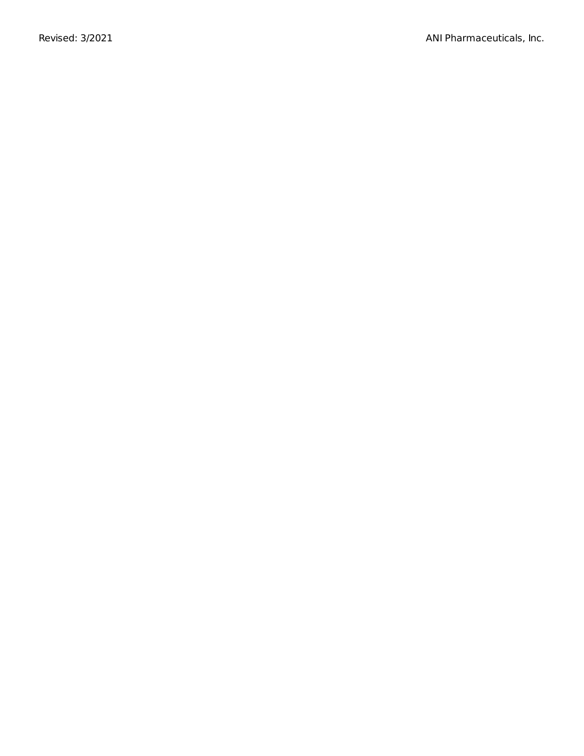Revised: 3/2021

ANI Pharmaceuticals, Inc.